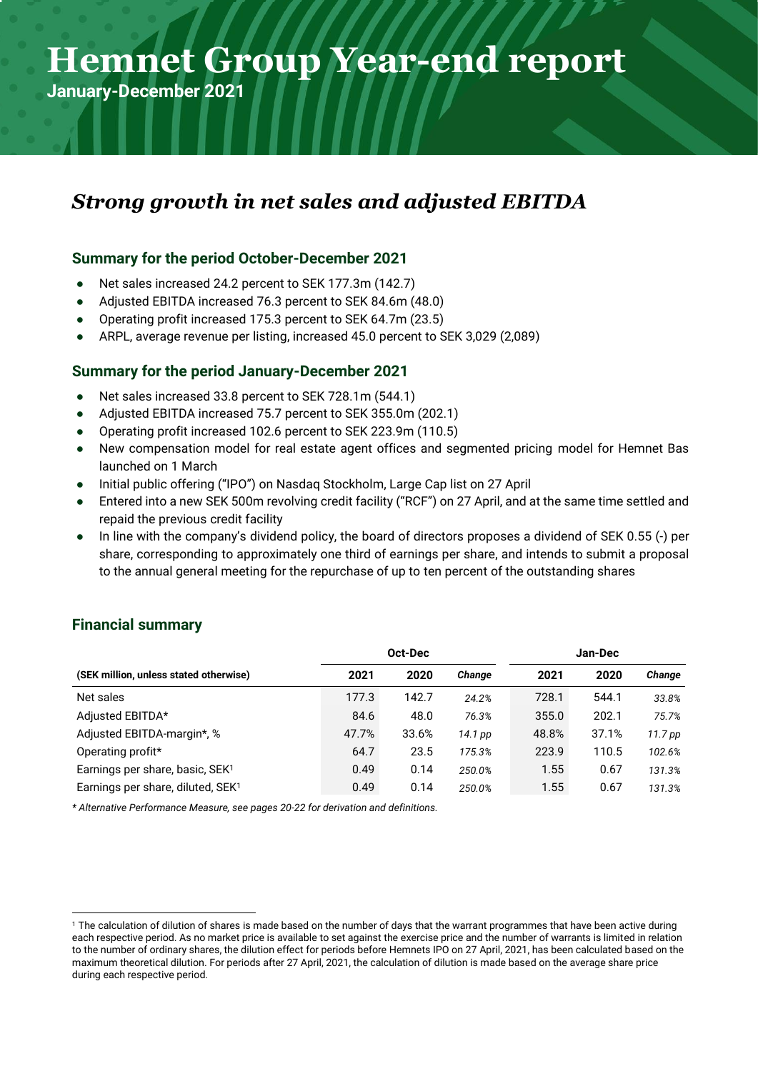# Hemnet Group Year-end report

**January-December 2021**

## *Strong growth in net sales and adjusted EBITDA*

### Summary for the period October-December 2021

- Net sales increased 24.2 percent to SEK 177.3m (142.7)
- Adjusted EBITDA increased 76.3 percent to SEK 84.6m (48.0)
- Operating profit increased 175.3 percent to SEK 64.7m (23.5)
- ARPL, average revenue per listing, increased 45.0 percent to SEK 3,029 (2,089)

### Summary for the period January-December 2021

- Net sales increased 33.8 percent to SEK 728.1m (544.1)
- Adjusted EBITDA increased 75.7 percent to SEK 355.0m (202.1)
- Operating profit increased 102.6 percent to SEK 223.9m (110.5)
- New compensation model for real estate agent offices and segmented pricing model for Hemnet Bas launched on 1 March
- Initial public offering ("IPO") on Nasdaq Stockholm, Large Cap list on 27 April
- Entered into a new SEK 500m revolving credit facility ("RCF") on 27 April, and at the same time settled and repaid the previous credit facility
- In line with the company's dividend policy, the board of directors proposes a dividend of SEK 0.55 (-) per share, corresponding to approximately one third of earnings per share, and intends to submit a proposal to the annual general meeting for the repurchase of up to ten percent of the outstanding shares

### Financial summary

| | Oct-Dec | | | Jan-Dec | | |
|---|---|---|---|---|---|---|
| **(SEK million, unless stated otherwise)** | **2021** | **2020** | ***Change*** | **2021** | **2020** | ***Change*** |
| Net sales | 177.3 | 142.7 | *24.2%* | 728.1 | 544.1 | *33.8%* |
| Adjusted EBITDA* | 84.6 | 48.0 | *76.3%* | 355.0 | 202.1 | *75.7%* |
| Adjusted EBITDA-margin*, % | 47.7% | 33.6% | *14.1 pp* | 48.8% | 37.1% | *11.7 pp* |
| Operating profit* | 64.7 | 23.5 | *175.3%* | 223.9 | 110.5 | *102.6%* |
| Earnings per share, basic, SEK[1] | 0.49 | 0.14 | *250.0%* | 1.55 | 0.67 | *131.3%* |
| Earnings per share, diluted, SEK[1] | 0.49 | 0.14 | *250.0%* | 1.55 | 0.67 | *131.3%* |

*\* Alternative Performance Measure, see pages 20-22 for derivation and definitions.*

[1] The calculation of dilution of shares is made based on the number of days that the warrant programmes that have been active during each respective period. As no market price is available to set against the exercise price and the number of warrants is limited in relation to the number of ordinary shares, the dilution effect for periods before Hemnets IPO on 27 April, 2021, has been calculated based on the maximum theoretical dilution. For periods after 27 April, 2021, the calculation of dilution is made based on the average share price during each respective period.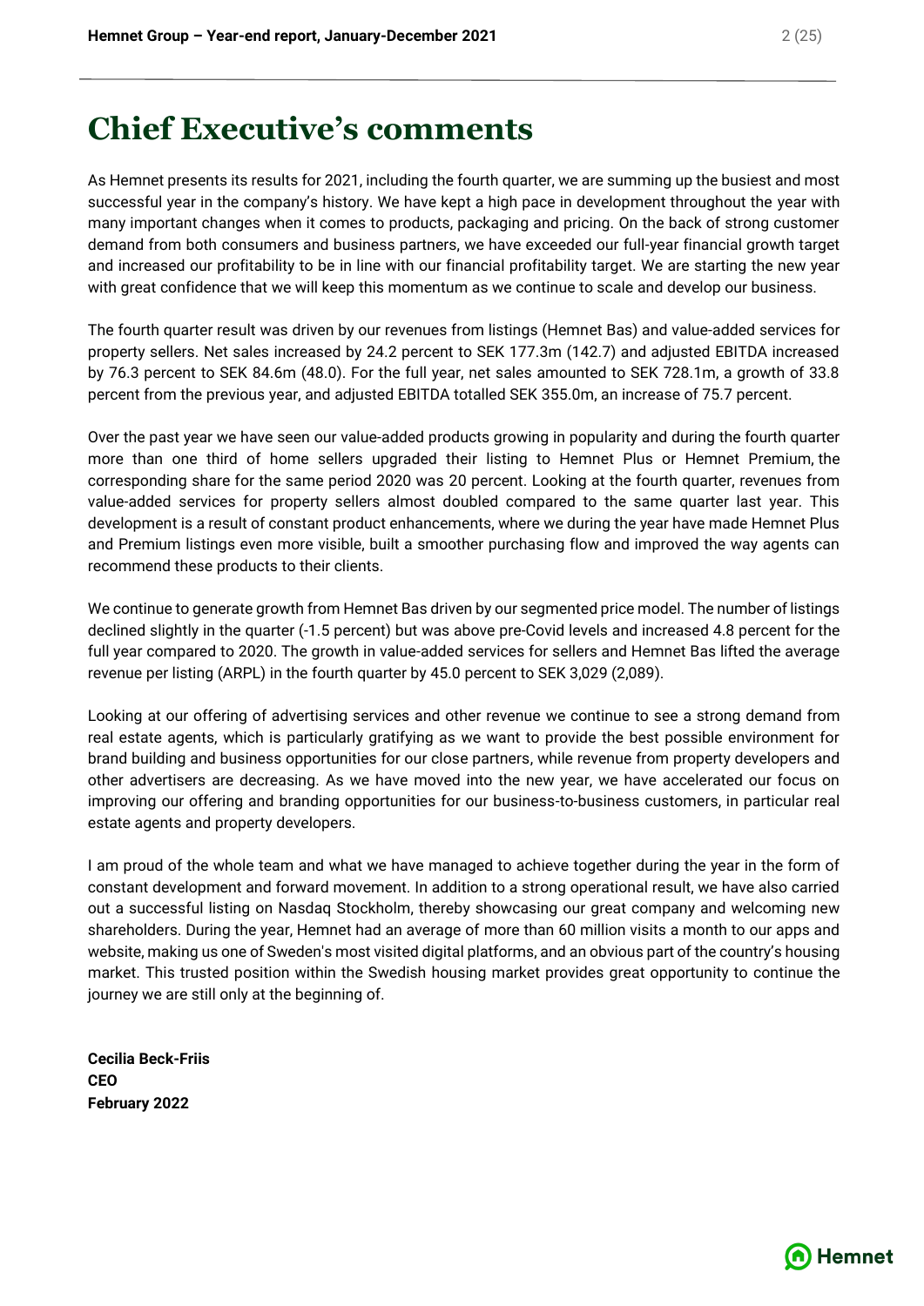# Chief Executive's comments

As Hemnet presents its results for 2021, including the fourth quarter, we are summing up the busiest and most successful year in the company's history. We have kept a high pace in development throughout the year with many important changes when it comes to products, packaging and pricing. On the back of strong customer demand from both consumers and business partners, we have exceeded our full-year financial growth target and increased our profitability to be in line with our financial profitability target. We are starting the new year with great confidence that we will keep this momentum as we continue to scale and develop our business.

The fourth quarter result was driven by our revenues from listings (Hemnet Bas) and value-added services for property sellers. Net sales increased by 24.2 percent to SEK 177.3m (142.7) and adjusted EBITDA increased by 76.3 percent to SEK 84.6m (48.0). For the full year, net sales amounted to SEK 728.1m, a growth of 33.8 percent from the previous year, and adjusted EBITDA totalled SEK 355.0m, an increase of 75.7 percent.

Over the past year we have seen our value-added products growing in popularity and during the fourth quarter more than one third of home sellers upgraded their listing to Hemnet Plus or Hemnet Premium, the corresponding share for the same period 2020 was 20 percent. Looking at the fourth quarter, revenues from value-added services for property sellers almost doubled compared to the same quarter last year. This development is a result of constant product enhancements, where we during the year have made Hemnet Plus and Premium listings even more visible, built a smoother purchasing flow and improved the way agents can recommend these products to their clients.

We continue to generate growth from Hemnet Bas driven by our segmented price model. The number of listings declined slightly in the quarter (-1.5 percent) but was above pre-Covid levels and increased 4.8 percent for the full year compared to 2020. The growth in value-added services for sellers and Hemnet Bas lifted the average revenue per listing (ARPL) in the fourth quarter by 45.0 percent to SEK 3,029 (2,089).

Looking at our offering of advertising services and other revenue we continue to see a strong demand from real estate agents, which is particularly gratifying as we want to provide the best possible environment for brand building and business opportunities for our close partners, while revenue from property developers and other advertisers are decreasing. As we have moved into the new year, we have accelerated our focus on improving our offering and branding opportunities for our business-to-business customers, in particular real estate agents and property developers.

I am proud of the whole team and what we have managed to achieve together during the year in the form of constant development and forward movement. In addition to a strong operational result, we have also carried out a successful listing on Nasdaq Stockholm, thereby showcasing our great company and welcoming new shareholders. During the year, Hemnet had an average of more than 60 million visits a month to our apps and website, making us one of Sweden's most visited digital platforms, and an obvious part of the country's housing market. This trusted position within the Swedish housing market provides great opportunity to continue the journey we are still only at the beginning of.

**Cecilia Beck-Friis**
**CEO**
**February 2022**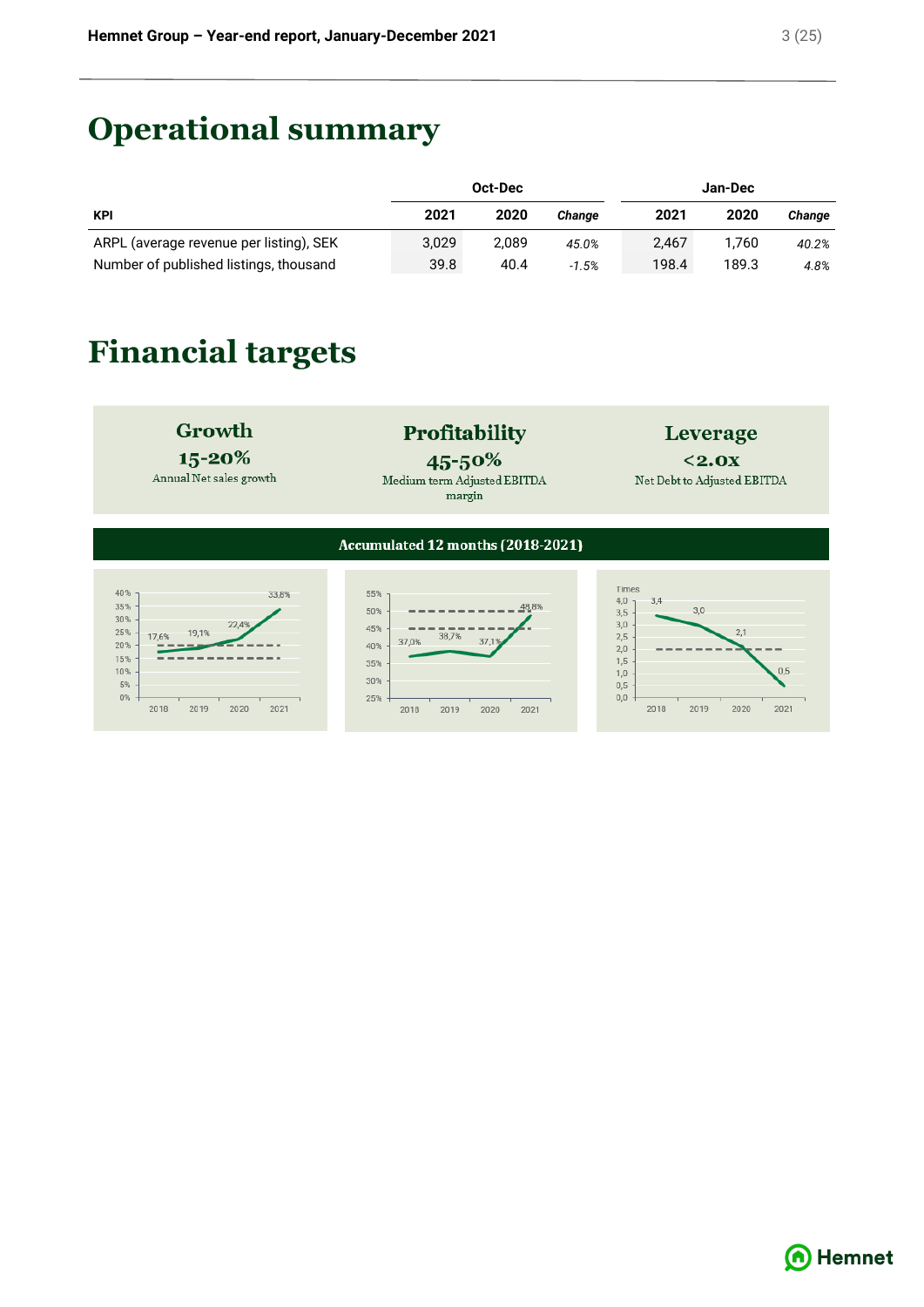# Operational summary

| KPI | Oct-Dec 2021 | Oct-Dec 2020 | *Change* | Jan-Dec 2021 | Jan-Dec 2020 | *Change* |
|---|---|---|---|---|---|---|
| ARPL (average revenue per listing), SEK | 3,029 | 2,089 | *45.0%* | 2,467 | 1,760 | *40.2%* |
| Number of published listings, thousand | 39.8 | 40.4 | *-1.5%* | 198.4 | 189.3 | *4.8%* |

# Financial targets

| Growth | Profitability | Leverage |
|---|---|---|
| **15-20%** | **45-50%** | **<2.0x** |
| Annual Net sales growth | Medium term Adjusted EBITDA margin | Net Debt to Adjusted EBITDA |

**Accumulated 12 months (2018-2021)**

Growth (annual net sales growth): 2018: 17,6%; 2019: 19,1%; 2020: 22,4%; 2021: 33,8%

Profitability (adjusted EBITDA margin): 2018: 37,0%; 2019: 38,7%; 2020: 37,1%; 2021: 48,8%

Leverage (Times): 2018: 3,4; 2019: 3,0; 2020: 2,1; 2021: 0,5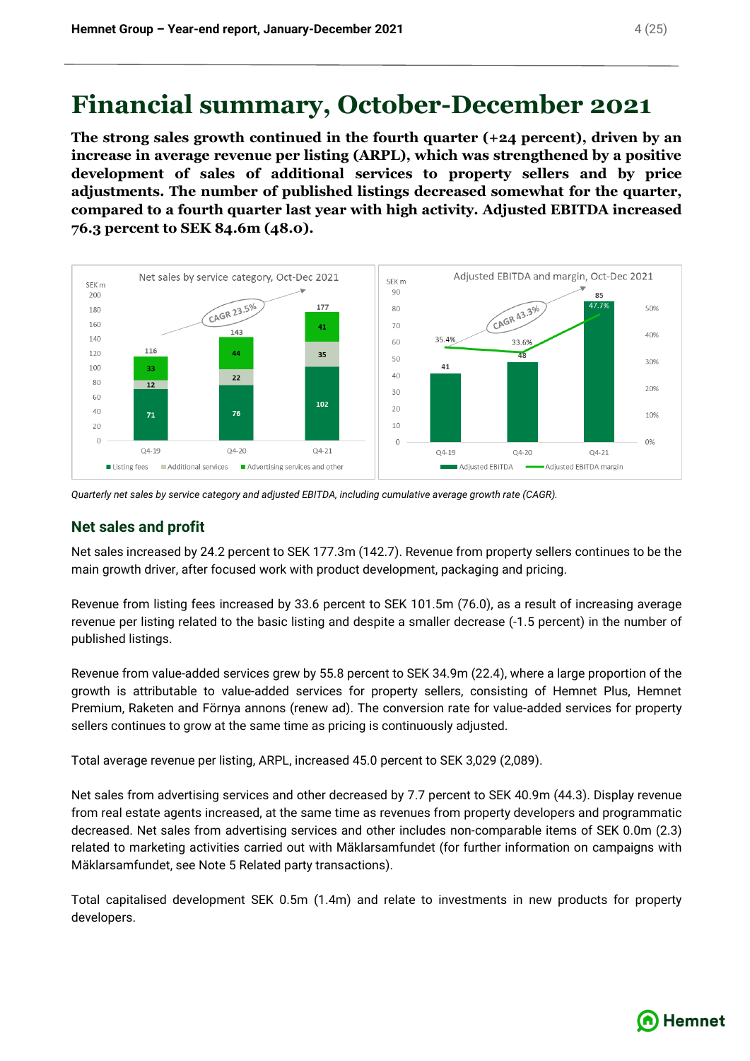# Financial summary, October-December 2021

**The strong sales growth continued in the fourth quarter (+24 percent), driven by an increase in average revenue per listing (ARPL), which was strengthened by a positive development of sales of additional services to property sellers and by price adjustments. The number of published listings decreased somewhat for the quarter, compared to a fourth quarter last year with high activity. Adjusted EBITDA increased 76.3 percent to SEK 84.6m (48.0).**

*Quarterly net sales by service category and adjusted EBITDA, including cumulative average growth rate (CAGR).*

## Net sales and profit

Net sales increased by 24.2 percent to SEK 177.3m (142.7). Revenue from property sellers continues to be the main growth driver, after focused work with product development, packaging and pricing.

Revenue from listing fees increased by 33.6 percent to SEK 101.5m (76.0), as a result of increasing average revenue per listing related to the basic listing and despite a smaller decrease (-1.5 percent) in the number of published listings.

Revenue from value-added services grew by 55.8 percent to SEK 34.9m (22.4), where a large proportion of the growth is attributable to value-added services for property sellers, consisting of Hemnet Plus, Hemnet Premium, Raketen and Förnya annons (renew ad). The conversion rate for value-added services for property sellers continues to grow at the same time as pricing is continuously adjusted.

Total average revenue per listing, ARPL, increased 45.0 percent to SEK 3,029 (2,089).

Net sales from advertising services and other decreased by 7.7 percent to SEK 40.9m (44.3). Display revenue from real estate agents increased, at the same time as revenues from property developers and programmatic decreased. Net sales from advertising services and other includes non-comparable items of SEK 0.0m (2.3) related to marketing activities carried out with Mäklarsamfundet (for further information on campaigns with Mäklarsamfundet, see Note 5 Related party transactions).

Total capitalised development SEK 0.5m (1.4m) and relate to investments in new products for property developers.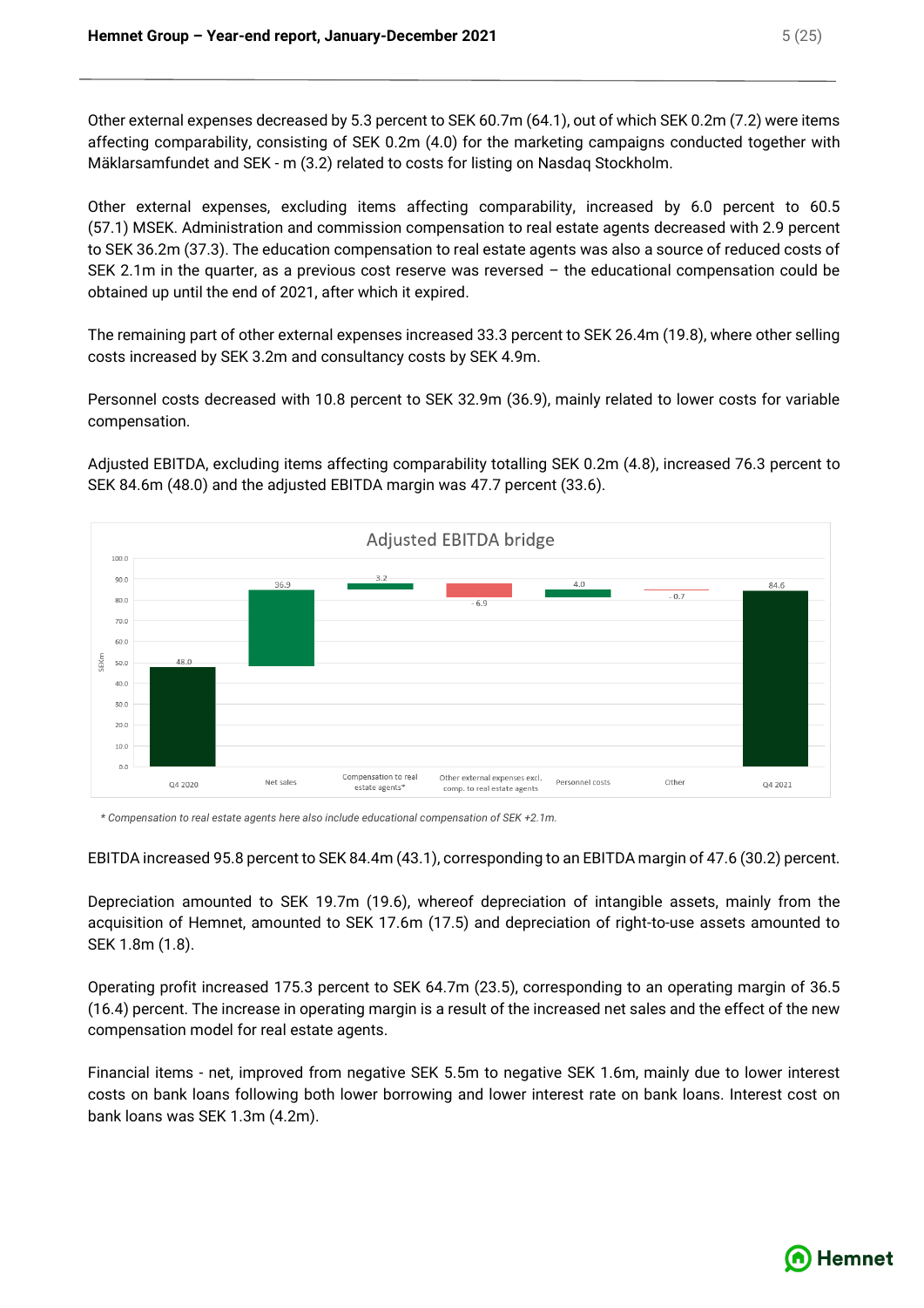Other external expenses decreased by 5.3 percent to SEK 60.7m (64.1), out of which SEK 0.2m (7.2) were items affecting comparability, consisting of SEK 0.2m (4.0) for the marketing campaigns conducted together with Mäklarsamfundet and SEK - m (3.2) related to costs for listing on Nasdaq Stockholm.

Other external expenses, excluding items affecting comparability, increased by 6.0 percent to 60.5 (57.1) MSEK. Administration and commission compensation to real estate agents decreased with 2.9 percent to SEK 36.2m (37.3). The education compensation to real estate agents was also a source of reduced costs of SEK 2.1m in the quarter, as a previous cost reserve was reversed – the educational compensation could be obtained up until the end of 2021, after which it expired.

The remaining part of other external expenses increased 33.3 percent to SEK 26.4m (19.8), where other selling costs increased by SEK 3.2m and consultancy costs by SEK 4.9m.

Personnel costs decreased with 10.8 percent to SEK 32.9m (36.9), mainly related to lower costs for variable compensation.

Adjusted EBITDA, excluding items affecting comparability totalling SEK 0.2m (4.8), increased 76.3 percent to SEK 84.6m (48.0) and the adjusted EBITDA margin was 47.7 percent (33.6).

**Adjusted EBITDA bridge**

| SEKm | Q4 2020 | Net sales | Compensation to real estate agents* | Other external expenses excl. comp. to real estate agents | Personnel costs | Other | Q4 2021 |
|---|---|---|---|---|---|---|---|
| Value | 48.0 | 36.9 | 3.2 | - 6.9 | 4.0 | - 0.7 | 84.6 |

*\* Compensation to real estate agents here also include educational compensation of SEK +2.1m.*

EBITDA increased 95.8 percent to SEK 84.4m (43.1), corresponding to an EBITDA margin of 47.6 (30.2) percent.

Depreciation amounted to SEK 19.7m (19.6), whereof depreciation of intangible assets, mainly from the acquisition of Hemnet, amounted to SEK 17.6m (17.5) and depreciation of right-to-use assets amounted to SEK 1.8m (1.8).

Operating profit increased 175.3 percent to SEK 64.7m (23.5), corresponding to an operating margin of 36.5 (16.4) percent. The increase in operating margin is a result of the increased net sales and the effect of the new compensation model for real estate agents.

Financial items - net, improved from negative SEK 5.5m to negative SEK 1.6m, mainly due to lower interest costs on bank loans following both lower borrowing and lower interest rate on bank loans. Interest cost on bank loans was SEK 1.3m (4.2m).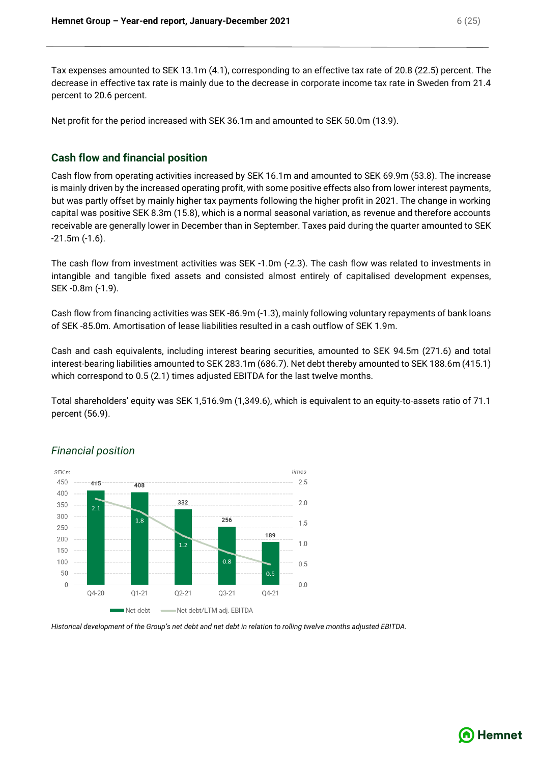Tax expenses amounted to SEK 13.1m (4.1), corresponding to an effective tax rate of 20.8 (22.5) percent. The decrease in effective tax rate is mainly due to the decrease in corporate income tax rate in Sweden from 21.4 percent to 20.6 percent.

Net profit for the period increased with SEK 36.1m and amounted to SEK 50.0m (13.9).

## Cash flow and financial position

Cash flow from operating activities increased by SEK 16.1m and amounted to SEK 69.9m (53.8). The increase is mainly driven by the increased operating profit, with some positive effects also from lower interest payments, but was partly offset by mainly higher tax payments following the higher profit in 2021. The change in working capital was positive SEK 8.3m (15.8), which is a normal seasonal variation, as revenue and therefore accounts receivable are generally lower in December than in September. Taxes paid during the quarter amounted to SEK -21.5m (-1.6).

The cash flow from investment activities was SEK -1.0m (-2.3). The cash flow was related to investments in intangible and tangible fixed assets and consisted almost entirely of capitalised development expenses, SEK -0.8m (-1.9).

Cash flow from financing activities was SEK -86.9m (-1.3), mainly following voluntary repayments of bank loans of SEK -85.0m. Amortisation of lease liabilities resulted in a cash outflow of SEK 1.9m.

Cash and cash equivalents, including interest bearing securities, amounted to SEK 94.5m (271.6) and total interest-bearing liabilities amounted to SEK 283.1m (686.7). Net debt thereby amounted to SEK 188.6m (415.1) which correspond to 0.5 (2.1) times adjusted EBITDA for the last twelve months.

Total shareholders' equity was SEK 1,516.9m (1,349.6), which is equivalent to an equity-to-assets ratio of 71.1 percent (56.9).

### *Financial position*

| | Q4-20 | Q1-21 | Q2-21 | Q3-21 | Q4-21 |
|---|---|---|---|---|---|
| Net debt (SEK m) | 415 | 408 | 332 | 256 | 189 |
| Net debt/LTM adj. EBITDA (times) | 2.1 | 1.8 | 1.2 | 0.8 | 0.5 |

*Historical development of the Group's net debt and net debt in relation to rolling twelve months adjusted EBITDA.*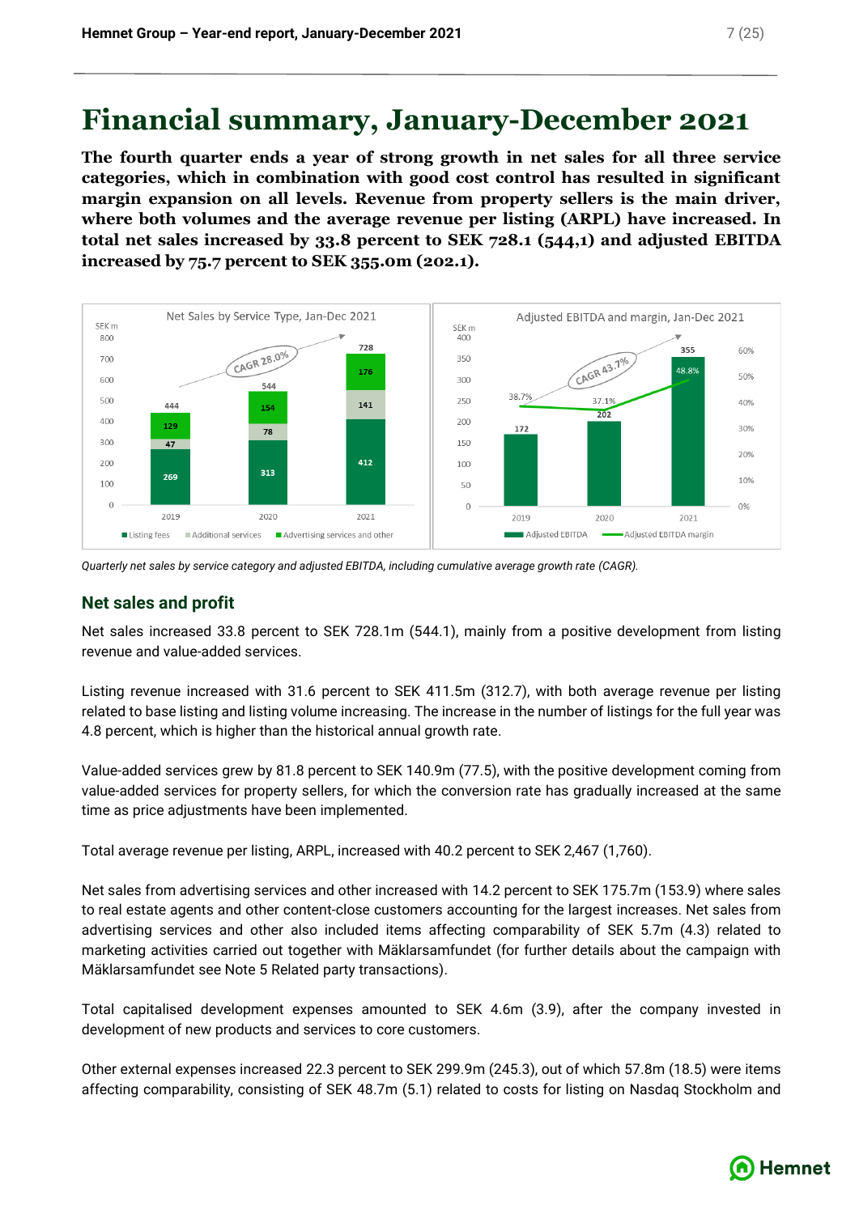// Charts on page but no images detected; reproduce chart data as tables? No images detected — text extraction only. Charts text could be included as tables.

# Financial summary, January-December 2021

**The fourth quarter ends a year of strong growth in net sales for all three service categories, which in combination with good cost control has resulted in significant margin expansion on all levels. Revenue from property sellers is the main driver, where both volumes and the average revenue per listing (ARPL) have increased. In total net sales increased by 33.8 percent to SEK 728.1 (544,1) and adjusted EBITDA increased by 75.7 percent to SEK 355.0m (202.1).**

Net Sales by Service Type, Jan-Dec 2021 (SEK m) — CAGR 28.0%

| | 2019 | 2020 | 2021 |
|---|---|---|---|
| Listing fees | 269 | 313 | 412 |
| Additional services | 47 | 78 | 141 |
| Advertising services and other | 129 | 154 | 176 |
| Total | 444 | 544 | 728 |

Adjusted EBITDA and margin, Jan-Dec 2021 (SEK m) — CAGR 43.7%

| | 2019 | 2020 | 2021 |
|---|---|---|---|
| Adjusted EBITDA | 172 | 202 | 355 |
| Adjusted EBITDA margin | 38.7% | 37.1% | 48.8% |

*Quarterly net sales by service category and adjusted EBITDA, including cumulative average growth rate (CAGR).*

## Net sales and profit

Net sales increased 33.8 percent to SEK 728.1m (544.1), mainly from a positive development from listing revenue and value-added services.

Listing revenue increased with 31.6 percent to SEK 411.5m (312.7), with both average revenue per listing related to base listing and listing volume increasing. The increase in the number of listings for the full year was 4.8 percent, which is higher than the historical annual growth rate.

Value-added services grew by 81.8 percent to SEK 140.9m (77.5), with the positive development coming from value-added services for property sellers, for which the conversion rate has gradually increased at the same time as price adjustments have been implemented.

Total average revenue per listing, ARPL, increased with 40.2 percent to SEK 2,467 (1,760).

Net sales from advertising services and other increased with 14.2 percent to SEK 175.7m (153.9) where sales to real estate agents and other content-close customers accounting for the largest increases. Net sales from advertising services and other also included items affecting comparability of SEK 5.7m (4.3) related to marketing activities carried out together with Mäklarsamfundet (for further details about the campaign with Mäklarsamfundet see Note 5 Related party transactions).

Total capitalised development expenses amounted to SEK 4.6m (3.9), after the company invested in development of new products and services to core customers.

Other external expenses increased 22.3 percent to SEK 299.9m (245.3), out of which 57.8m (18.5) were items affecting comparability, consisting of SEK 48.7m (5.1) related to costs for listing on Nasdaq Stockholm and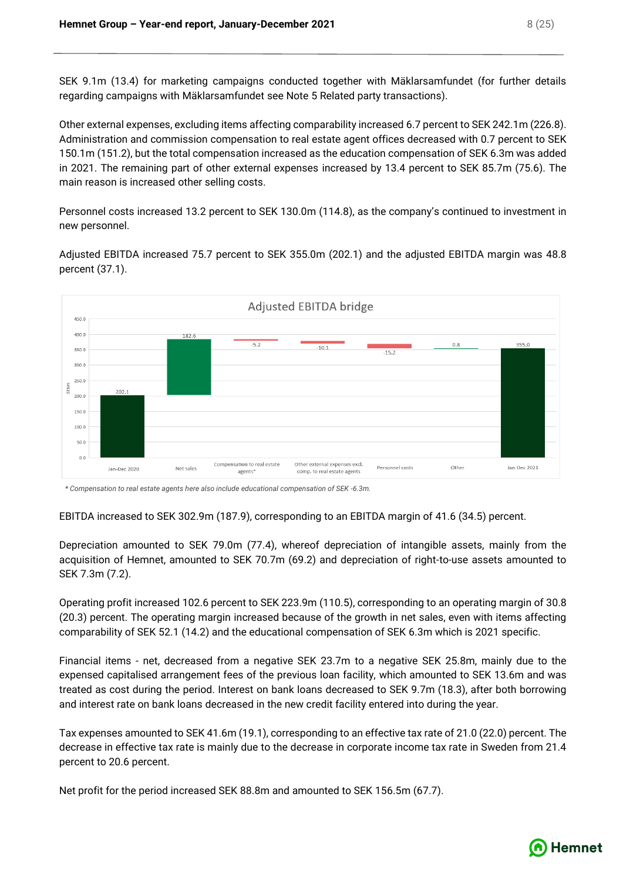SEK 9.1m (13.4) for marketing campaigns conducted together with Mäklarsamfundet (for further details regarding campaigns with Mäklarsamfundet see Note 5 Related party transactions).

Other external expenses, excluding items affecting comparability increased 6.7 percent to SEK 242.1m (226.8). Administration and commission compensation to real estate agent offices decreased with 0.7 percent to SEK 150.1m (151.2), but the total compensation increased as the education compensation of SEK 6.3m was added in 2021. The remaining part of other external expenses increased by 13.4 percent to SEK 85.7m (75.6). The main reason is increased other selling costs.

Personnel costs increased 13.2 percent to SEK 130.0m (114.8), as the company's continued to investment in new personnel.

Adjusted EBITDA increased 75.7 percent to SEK 355.0m (202.1) and the adjusted EBITDA margin was 48.8 percent (37.1).

Adjusted EBITDA bridge

| | SEKm |
|---|---|
| Jan-Dec 2020 | 202.1 |
| Net sales | 182.6 |
| Compensation to real estate agents* | -5.2 |
| Other external expenses excl. comp. to real estate agents | -10.1 |
| Personnel costs | -15.2 |
| Other | 0.8 |
| Jan-Dec 2021 | 355.0 |

*\* Compensation to real estate agents here also include educational compensation of SEK -6.3m.*

EBITDA increased to SEK 302.9m (187.9), corresponding to an EBITDA margin of 41.6 (34.5) percent.

Depreciation amounted to SEK 79.0m (77.4), whereof depreciation of intangible assets, mainly from the acquisition of Hemnet, amounted to SEK 70.7m (69.2) and depreciation of right-to-use assets amounted to SEK 7.3m (7.2).

Operating profit increased 102.6 percent to SEK 223.9m (110.5), corresponding to an operating margin of 30.8 (20.3) percent. The operating margin increased because of the growth in net sales, even with items affecting comparability of SEK 52.1 (14.2) and the educational compensation of SEK 6.3m which is 2021 specific.

Financial items - net, decreased from a negative SEK 23.7m to a negative SEK 25.8m, mainly due to the expensed capitalised arrangement fees of the previous loan facility, which amounted to SEK 13.6m and was treated as cost during the period. Interest on bank loans decreased to SEK 9.7m (18.3), after both borrowing and interest rate on bank loans decreased in the new credit facility entered into during the year.

Tax expenses amounted to SEK 41.6m (19.1), corresponding to an effective tax rate of 21.0 (22.0) percent. The decrease in effective tax rate is mainly due to the decrease in corporate income tax rate in Sweden from 21.4 percent to 20.6 percent.

Net profit for the period increased SEK 88.8m and amounted to SEK 156.5m (67.7).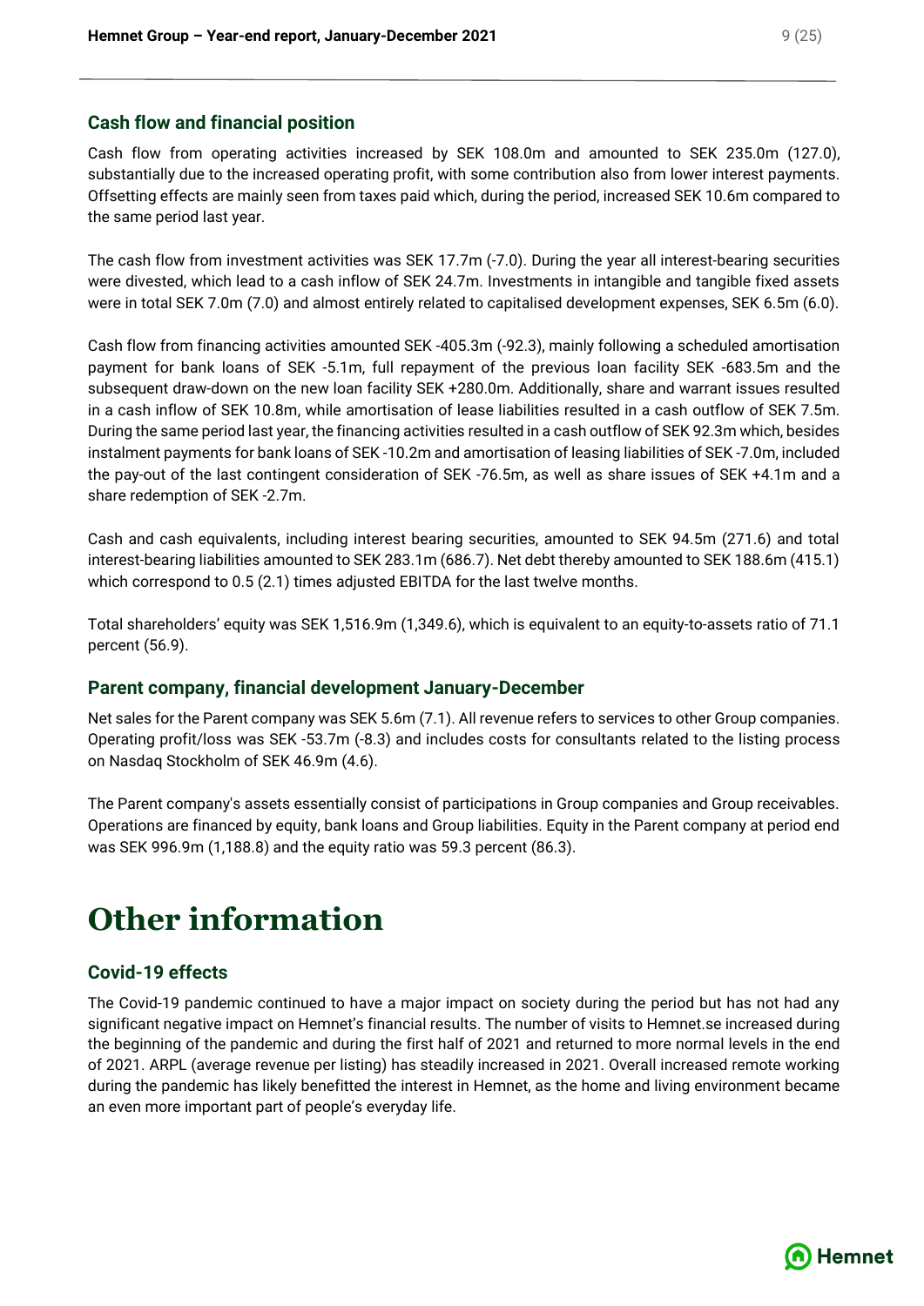## Cash flow and financial position

Cash flow from operating activities increased by SEK 108.0m and amounted to SEK 235.0m (127.0), substantially due to the increased operating profit, with some contribution also from lower interest payments. Offsetting effects are mainly seen from taxes paid which, during the period, increased SEK 10.6m compared to the same period last year.

The cash flow from investment activities was SEK 17.7m (-7.0). During the year all interest-bearing securities were divested, which lead to a cash inflow of SEK 24.7m. Investments in intangible and tangible fixed assets were in total SEK 7.0m (7.0) and almost entirely related to capitalised development expenses, SEK 6.5m (6.0).

Cash flow from financing activities amounted SEK -405.3m (-92.3), mainly following a scheduled amortisation payment for bank loans of SEK -5.1m, full repayment of the previous loan facility SEK -683.5m and the subsequent draw-down on the new loan facility SEK +280.0m. Additionally, share and warrant issues resulted in a cash inflow of SEK 10.8m, while amortisation of lease liabilities resulted in a cash outflow of SEK 7.5m. During the same period last year, the financing activities resulted in a cash outflow of SEK 92.3m which, besides instalment payments for bank loans of SEK -10.2m and amortisation of leasing liabilities of SEK -7.0m, included the pay-out of the last contingent consideration of SEK -76.5m, as well as share issues of SEK +4.1m and a share redemption of SEK -2.7m.

Cash and cash equivalents, including interest bearing securities, amounted to SEK 94.5m (271.6) and total interest-bearing liabilities amounted to SEK 283.1m (686.7). Net debt thereby amounted to SEK 188.6m (415.1) which correspond to 0.5 (2.1) times adjusted EBITDA for the last twelve months.

Total shareholders' equity was SEK 1,516.9m (1,349.6), which is equivalent to an equity-to-assets ratio of 71.1 percent (56.9).

## Parent company, financial development January-December

Net sales for the Parent company was SEK 5.6m (7.1). All revenue refers to services to other Group companies. Operating profit/loss was SEK -53.7m (-8.3) and includes costs for consultants related to the listing process on Nasdaq Stockholm of SEK 46.9m (4.6).

The Parent company's assets essentially consist of participations in Group companies and Group receivables. Operations are financed by equity, bank loans and Group liabilities. Equity in the Parent company at period end was SEK 996.9m (1,188.8) and the equity ratio was 59.3 percent (86.3).

# Other information

## Covid-19 effects

The Covid-19 pandemic continued to have a major impact on society during the period but has not had any significant negative impact on Hemnet's financial results. The number of visits to Hemnet.se increased during the beginning of the pandemic and during the first half of 2021 and returned to more normal levels in the end of 2021. ARPL (average revenue per listing) has steadily increased in 2021. Overall increased remote working during the pandemic has likely benefitted the interest in Hemnet, as the home and living environment became an even more important part of people's everyday life.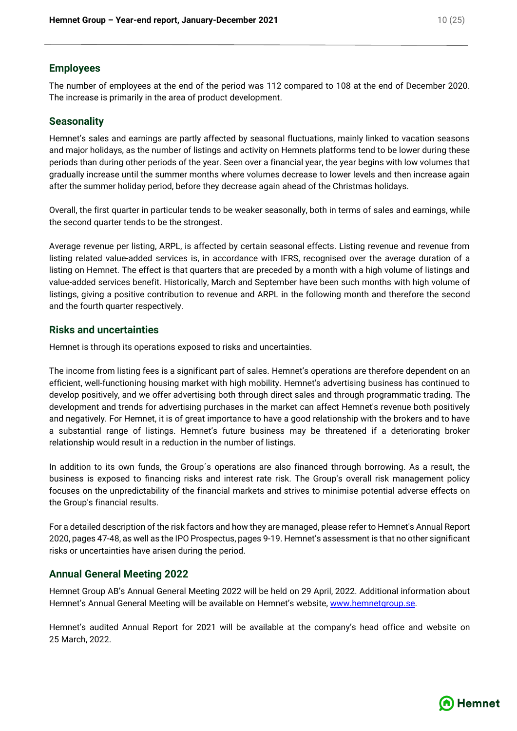## Employees

The number of employees at the end of the period was 112 compared to 108 at the end of December 2020. The increase is primarily in the area of product development.

## Seasonality

Hemnet's sales and earnings are partly affected by seasonal fluctuations, mainly linked to vacation seasons and major holidays, as the number of listings and activity on Hemnets platforms tend to be lower during these periods than during other periods of the year. Seen over a financial year, the year begins with low volumes that gradually increase until the summer months where volumes decrease to lower levels and then increase again after the summer holiday period, before they decrease again ahead of the Christmas holidays.

Overall, the first quarter in particular tends to be weaker seasonally, both in terms of sales and earnings, while the second quarter tends to be the strongest.

Average revenue per listing, ARPL, is affected by certain seasonal effects. Listing revenue and revenue from listing related value-added services is, in accordance with IFRS, recognised over the average duration of a listing on Hemnet. The effect is that quarters that are preceded by a month with a high volume of listings and value-added services benefit. Historically, March and September have been such months with high volume of listings, giving a positive contribution to revenue and ARPL in the following month and therefore the second and the fourth quarter respectively.

## Risks and uncertainties

Hemnet is through its operations exposed to risks and uncertainties.

The income from listing fees is a significant part of sales. Hemnet's operations are therefore dependent on an efficient, well-functioning housing market with high mobility. Hemnet's advertising business has continued to develop positively, and we offer advertising both through direct sales and through programmatic trading. The development and trends for advertising purchases in the market can affect Hemnet's revenue both positively and negatively. For Hemnet, it is of great importance to have a good relationship with the brokers and to have a substantial range of listings. Hemnet's future business may be threatened if a deteriorating broker relationship would result in a reduction in the number of listings.

In addition to its own funds, the Group´s operations are also financed through borrowing. As a result, the business is exposed to financing risks and interest rate risk. The Group's overall risk management policy focuses on the unpredictability of the financial markets and strives to minimise potential adverse effects on the Group's financial results.

For a detailed description of the risk factors and how they are managed, please refer to Hemnet's Annual Report 2020, pages 47-48, as well as the IPO Prospectus, pages 9-19. Hemnet's assessment is that no other significant risks or uncertainties have arisen during the period.

## Annual General Meeting 2022

Hemnet Group AB's Annual General Meeting 2022 will be held on 29 April, 2022. Additional information about Hemnet's Annual General Meeting will be available on Hemnet's website, www.hemnetgroup.se.

Hemnet's audited Annual Report for 2021 will be available at the company's head office and website on 25 March, 2022.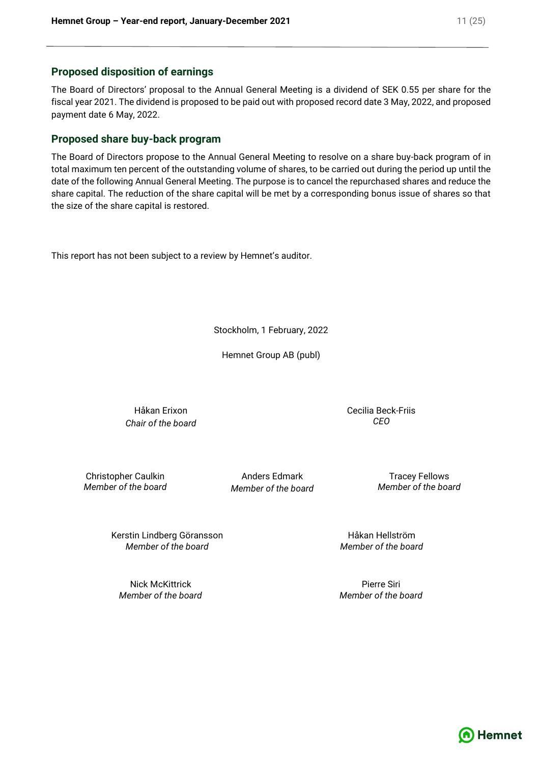## Proposed disposition of earnings

The Board of Directors' proposal to the Annual General Meeting is a dividend of SEK 0.55 per share for the fiscal year 2021. The dividend is proposed to be paid out with proposed record date 3 May, 2022, and proposed payment date 6 May, 2022.

## Proposed share buy-back program

The Board of Directors propose to the Annual General Meeting to resolve on a share buy-back program of in total maximum ten percent of the outstanding volume of shares, to be carried out during the period up until the date of the following Annual General Meeting. The purpose is to cancel the repurchased shares and reduce the share capital. The reduction of the share capital will be met by a corresponding bonus issue of shares so that the size of the share capital is restored.

This report has not been subject to a review by Hemnet's auditor.

Stockholm, 1 February, 2022

Hemnet Group AB (publ)

Håkan Erixon
*Chair of the board*

Cecilia Beck-Friis
*CEO*

Christopher Caulkin
*Member of the board*

Anders Edmark
*Member of the board*

Tracey Fellows
*Member of the board*

Kerstin Lindberg Göransson
*Member of the board*

Håkan Hellström
*Member of the board*

Nick McKittrick
*Member of the board*

Pierre Siri
*Member of the board*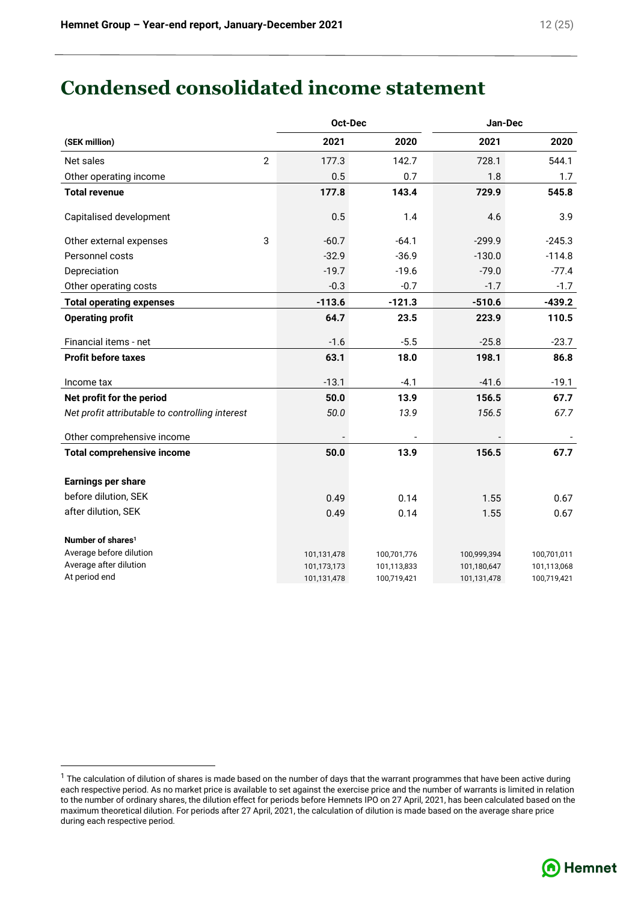# Condensed consolidated income statement

| (SEK million) | | Oct-Dec 2021 | Oct-Dec 2020 | Jan-Dec 2021 | Jan-Dec 2020 |
|---|---|---|---|---|---|
| Net sales | 2 | 177.3 | 142.7 | 728.1 | 544.1 |
| Other operating income | | 0.5 | 0.7 | 1.8 | 1.7 |
| **Total revenue** | | **177.8** | **143.4** | **729.9** | **545.8** |
| Capitalised development | | 0.5 | 1.4 | 4.6 | 3.9 |
| Other external expenses | 3 | -60.7 | -64.1 | -299.9 | -245.3 |
| Personnel costs | | -32.9 | -36.9 | -130.0 | -114.8 |
| Depreciation | | -19.7 | -19.6 | -79.0 | -77.4 |
| Other operating costs | | -0.3 | -0.7 | -1.7 | -1.7 |
| **Total operating expenses** | | **-113.6** | **-121.3** | **-510.6** | **-439.2** |
| **Operating profit** | | **64.7** | **23.5** | **223.9** | **110.5** |
| Financial items - net | | -1.6 | -5.5 | -25.8 | -23.7 |
| **Profit before taxes** | | **63.1** | **18.0** | **198.1** | **86.8** |
| Income tax | | -13.1 | -4.1 | -41.6 | -19.1 |
| **Net profit for the period** | | **50.0** | **13.9** | **156.5** | **67.7** |
| *Net profit attributable to controlling interest* | | *50.0* | *13.9* | *156.5* | *67.7* |
| Other comprehensive income | | - | - | - | - |
| **Total comprehensive income** | | **50.0** | **13.9** | **156.5** | **67.7** |
| **Earnings per share** | | | | | |
| before dilution, SEK | | 0.49 | 0.14 | 1.55 | 0.67 |
| after dilution, SEK | | 0.49 | 0.14 | 1.55 | 0.67 |
| **Number of shares**[1] | | | | | |
| Average before dilution | | 101,131,478 | 100,701,776 | 100,999,394 | 100,701,011 |
| Average after dilution | | 101,173,173 | 101,113,833 | 101,180,647 | 101,113,068 |
| At period end | | 101,131,478 | 100,719,421 | 101,131,478 | 100,719,421 |

[1] The calculation of dilution of shares is made based on the number of days that the warrant programmes that have been active during each respective period. As no market price is available to set against the exercise price and the number of warrants is limited in relation to the number of ordinary shares, the dilution effect for periods before Hemnets IPO on 27 April, 2021, has been calculated based on the maximum theoretical dilution. For periods after 27 April, 2021, the calculation of dilution is made based on the average share price during each respective period.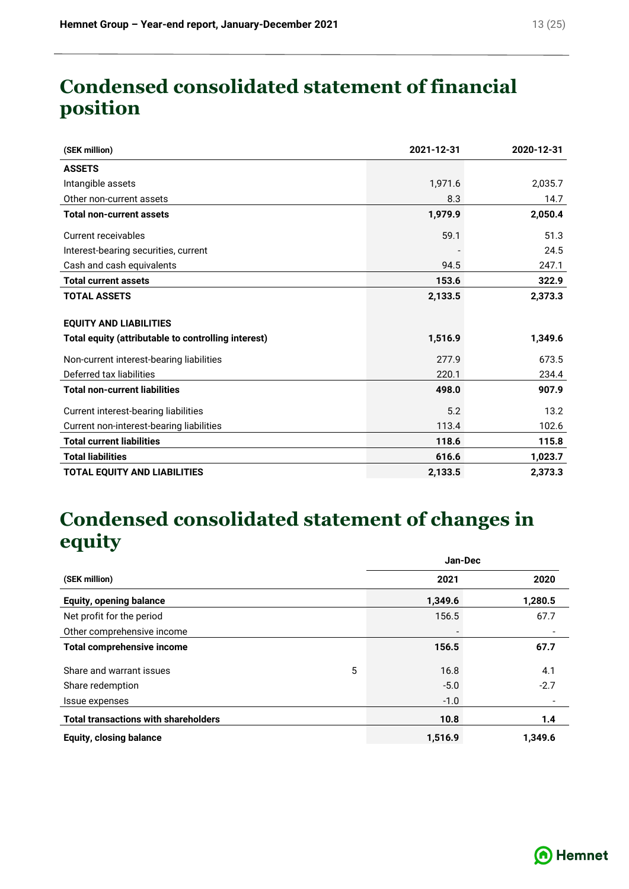# Condensed consolidated statement of financial position

| (SEK million) | 2021-12-31 | 2020-12-31 |
|---|---|---|
| **ASSETS** | | |
| Intangible assets | 1,971.6 | 2,035.7 |
| Other non-current assets | 8.3 | 14.7 |
| **Total non-current assets** | **1,979.9** | **2,050.4** |
| Current receivables | 59.1 | 51.3 |
| Interest-bearing securities, current | - | 24.5 |
| Cash and cash equivalents | 94.5 | 247.1 |
| **Total current assets** | **153.6** | **322.9** |
| **TOTAL ASSETS** | **2,133.5** | **2,373.3** |
| **EQUITY AND LIABILITIES** | | |
| **Total equity (attributable to controlling interest)** | **1,516.9** | **1,349.6** |
| Non-current interest-bearing liabilities | 277.9 | 673.5 |
| Deferred tax liabilities | 220.1 | 234.4 |
| **Total non-current liabilities** | **498.0** | **907.9** |
| Current interest-bearing liabilities | 5.2 | 13.2 |
| Current non-interest-bearing liabilities | 113.4 | 102.6 |
| **Total current liabilities** | **118.6** | **115.8** |
| **Total liabilities** | **616.6** | **1,023.7** |
| **TOTAL EQUITY AND LIABILITIES** | **2,133.5** | **2,373.3** |

# Condensed consolidated statement of changes in equity

| | | Jan-Dec | |
|---|---|---|---|
| (SEK million) | | 2021 | 2020 |
| **Equity, opening balance** | | **1,349.6** | **1,280.5** |
| Net profit for the period | | 156.5 | 67.7 |
| Other comprehensive income | | - | - |
| **Total comprehensive income** | | **156.5** | **67.7** |
| Share and warrant issues | 5 | 16.8 | 4.1 |
| Share redemption | | -5.0 | -2.7 |
| Issue expenses | | -1.0 | - |
| **Total transactions with shareholders** | | **10.8** | **1.4** |
| **Equity, closing balance** | | **1,516.9** | **1,349.6** |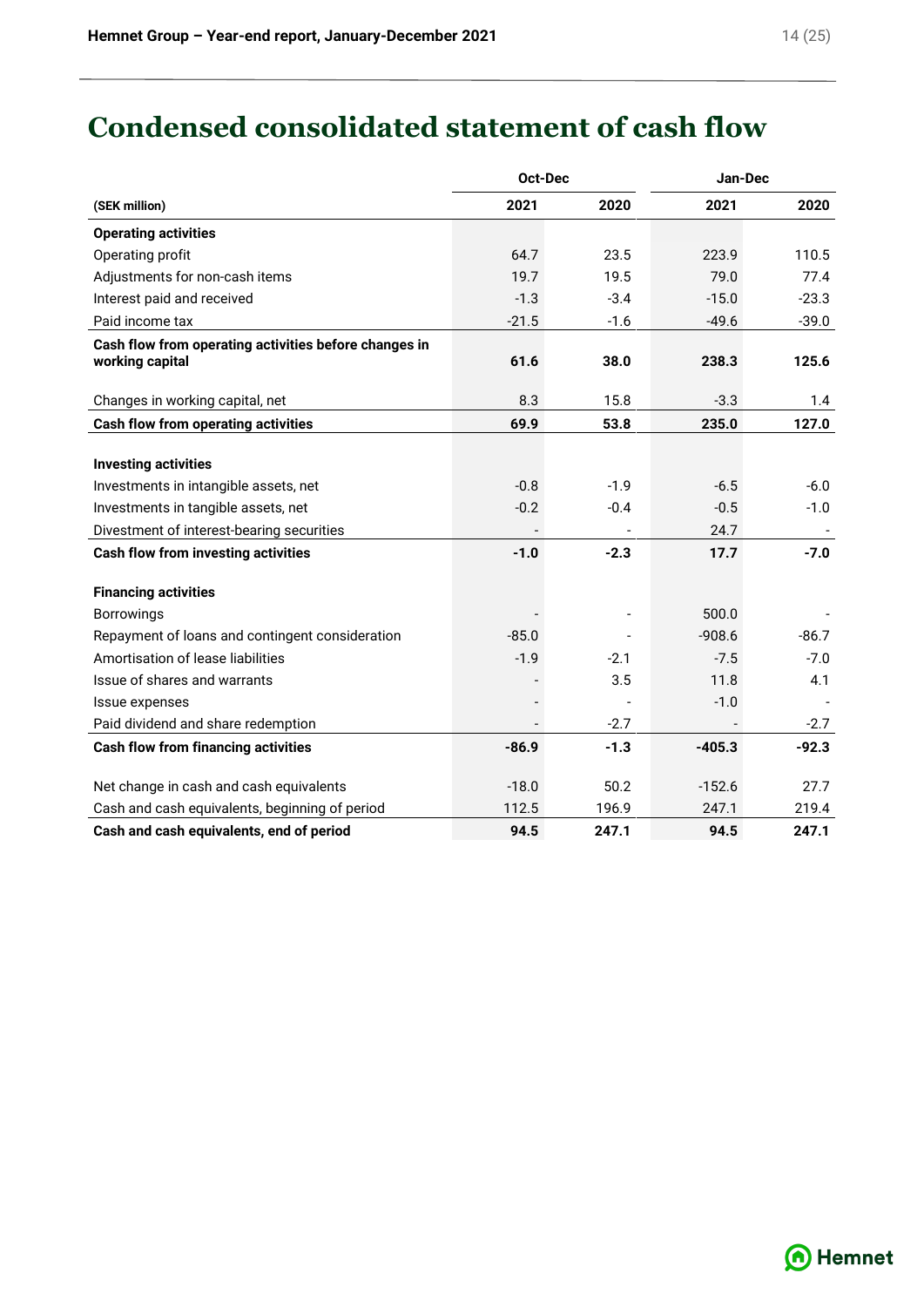# Condensed consolidated statement of cash flow

| | Oct-Dec | | Jan-Dec | |
|---|---|---|---|---|
| **(SEK million)** | **2021** | **2020** | **2021** | **2020** |
| **Operating activities** | | | | |
| Operating profit | 64.7 | 23.5 | 223.9 | 110.5 |
| Adjustments for non-cash items | 19.7 | 19.5 | 79.0 | 77.4 |
| Interest paid and received | -1.3 | -3.4 | -15.0 | -23.3 |
| Paid income tax | -21.5 | -1.6 | -49.6 | -39.0 |
| **Cash flow from operating activities before changes in working capital** | **61.6** | **38.0** | **238.3** | **125.6** |
| Changes in working capital, net | 8.3 | 15.8 | -3.3 | 1.4 |
| **Cash flow from operating activities** | **69.9** | **53.8** | **235.0** | **127.0** |
| **Investing activities** | | | | |
| Investments in intangible assets, net | -0.8 | -1.9 | -6.5 | -6.0 |
| Investments in tangible assets, net | -0.2 | -0.4 | -0.5 | -1.0 |
| Divestment of interest-bearing securities | - | - | 24.7 | - |
| **Cash flow from investing activities** | **-1.0** | **-2.3** | **17.7** | **-7.0** |
| **Financing activities** | | | | |
| Borrowings | - | - | 500.0 | - |
| Repayment of loans and contingent consideration | -85.0 | - | -908.6 | -86.7 |
| Amortisation of lease liabilities | -1.9 | -2.1 | -7.5 | -7.0 |
| Issue of shares and warrants | - | 3.5 | 11.8 | 4.1 |
| Issue expenses | - | - | -1.0 | - |
| Paid dividend and share redemption | - | -2.7 | - | -2.7 |
| **Cash flow from financing activities** | **-86.9** | **-1.3** | **-405.3** | **-92.3** |
| Net change in cash and cash equivalents | -18.0 | 50.2 | -152.6 | 27.7 |
| Cash and cash equivalents, beginning of period | 112.5 | 196.9 | 247.1 | 219.4 |
| **Cash and cash equivalents, end of period** | **94.5** | **247.1** | **94.5** | **247.1** |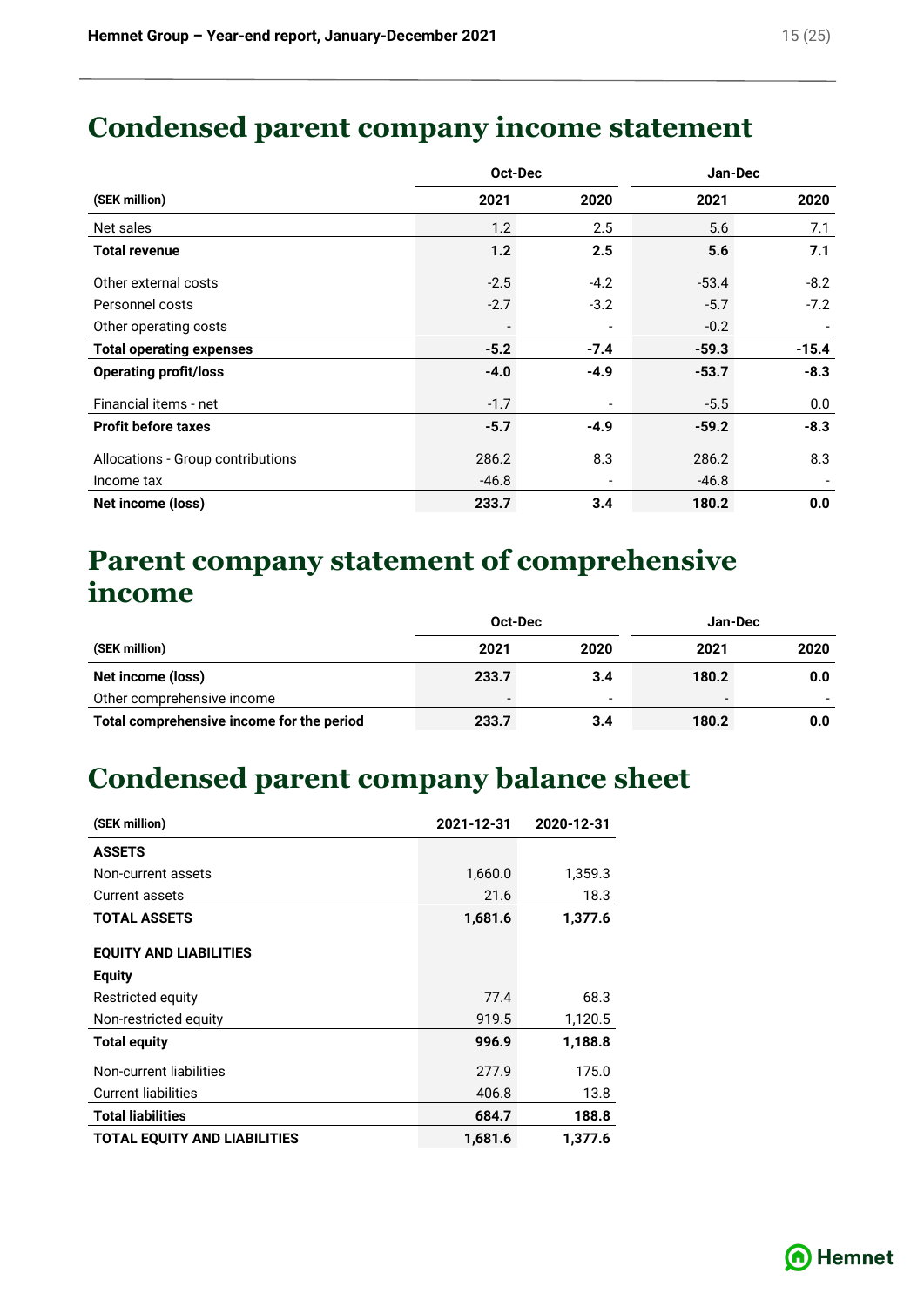# Condensed parent company income statement

| | Oct-Dec | | Jan-Dec | |
|---|---|---|---|---|
| **(SEK million)** | **2021** | **2020** | **2021** | **2020** |
| Net sales | 1.2 | 2.5 | 5.6 | 7.1 |
| **Total revenue** | **1.2** | **2.5** | **5.6** | **7.1** |
| Other external costs | -2.5 | -4.2 | -53.4 | -8.2 |
| Personnel costs | -2.7 | -3.2 | -5.7 | -7.2 |
| Other operating costs | - | - | -0.2 | - |
| **Total operating expenses** | **-5.2** | **-7.4** | **-59.3** | **-15.4** |
| **Operating profit/loss** | **-4.0** | **-4.9** | **-53.7** | **-8.3** |
| Financial items - net | -1.7 | - | -5.5 | 0.0 |
| **Profit before taxes** | **-5.7** | **-4.9** | **-59.2** | **-8.3** |
| Allocations - Group contributions | 286.2 | 8.3 | 286.2 | 8.3 |
| Income tax | -46.8 | - | -46.8 | - |
| **Net income (loss)** | **233.7** | **3.4** | **180.2** | **0.0** |

# Parent company statement of comprehensive income

| | Oct-Dec | | Jan-Dec | |
|---|---|---|---|---|
| **(SEK million)** | **2021** | **2020** | **2021** | **2020** |
| **Net income (loss)** | **233.7** | **3.4** | **180.2** | **0.0** |
| Other comprehensive income | - | - | - | - |
| **Total comprehensive income for the period** | **233.7** | **3.4** | **180.2** | **0.0** |

# Condensed parent company balance sheet

| **(SEK million)** | **2021-12-31** | **2020-12-31** |
|---|---|---|
| **ASSETS** | | |
| Non-current assets | 1,660.0 | 1,359.3 |
| Current assets | 21.6 | 18.3 |
| **TOTAL ASSETS** | **1,681.6** | **1,377.6** |
| **EQUITY AND LIABILITIES** | | |
| **Equity** | | |
| Restricted equity | 77.4 | 68.3 |
| Non-restricted equity | 919.5 | 1,120.5 |
| **Total equity** | **996.9** | **1,188.8** |
| Non-current liabilities | 277.9 | 175.0 |
| Current liabilities | 406.8 | 13.8 |
| **Total liabilities** | **684.7** | **188.8** |
| **TOTAL EQUITY AND LIABILITIES** | **1,681.6** | **1,377.6** |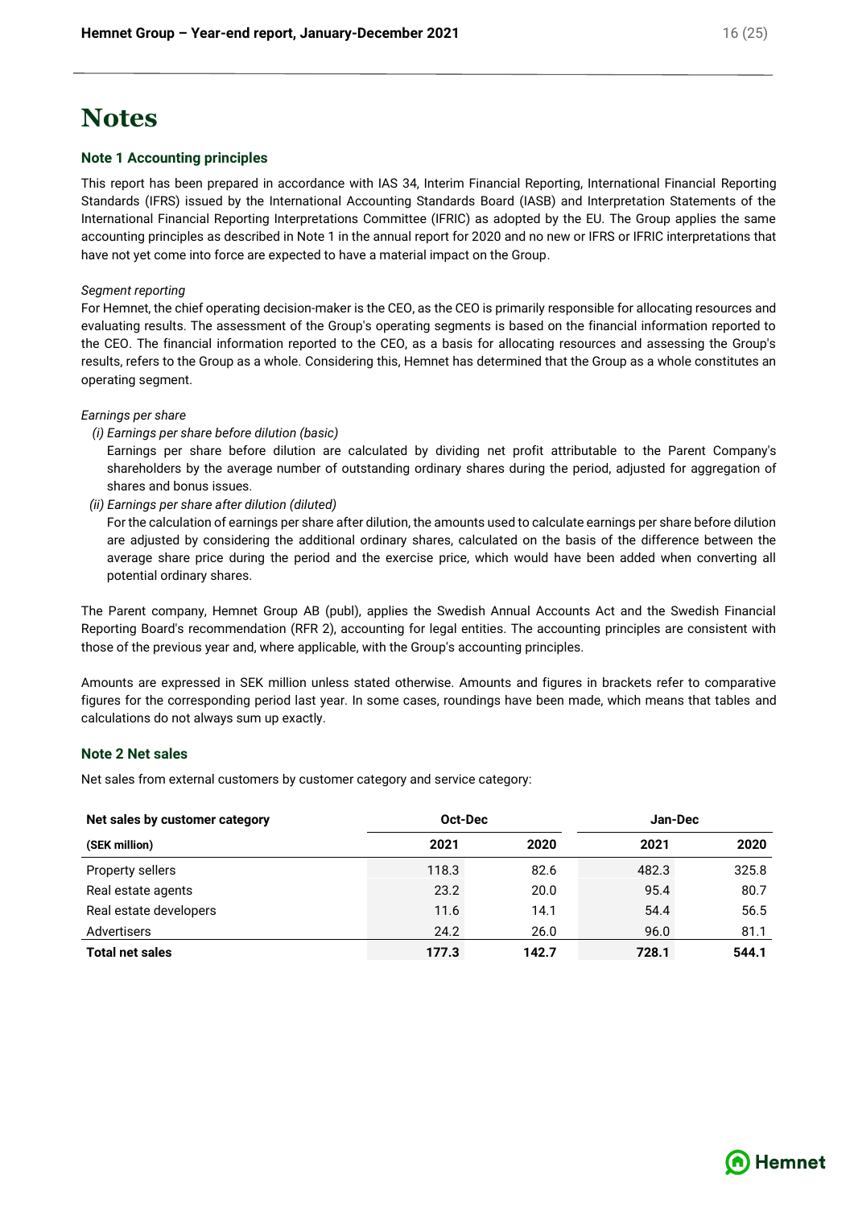# Notes

### Note 1 Accounting principles

This report has been prepared in accordance with IAS 34, Interim Financial Reporting, International Financial Reporting Standards (IFRS) issued by the International Accounting Standards Board (IASB) and Interpretation Statements of the International Financial Reporting Interpretations Committee (IFRIC) as adopted by the EU. The Group applies the same accounting principles as described in Note 1 in the annual report for 2020 and no new or IFRS or IFRIC interpretations that have not yet come into force are expected to have a material impact on the Group.

*Segment reporting*

For Hemnet, the chief operating decision-maker is the CEO, as the CEO is primarily responsible for allocating resources and evaluating results. The assessment of the Group's operating segments is based on the financial information reported to the CEO. The financial information reported to the CEO, as a basis for allocating resources and assessing the Group's results, refers to the Group as a whole. Considering this, Hemnet has determined that the Group as a whole constitutes an operating segment.

*Earnings per share*

*(i) Earnings per share before dilution (basic)*

Earnings per share before dilution are calculated by dividing net profit attributable to the Parent Company's shareholders by the average number of outstanding ordinary shares during the period, adjusted for aggregation of shares and bonus issues.

*(ii) Earnings per share after dilution (diluted)*

For the calculation of earnings per share after dilution, the amounts used to calculate earnings per share before dilution are adjusted by considering the additional ordinary shares, calculated on the basis of the difference between the average share price during the period and the exercise price, which would have been added when converting all potential ordinary shares.

The Parent company, Hemnet Group AB (publ), applies the Swedish Annual Accounts Act and the Swedish Financial Reporting Board's recommendation (RFR 2), accounting for legal entities. The accounting principles are consistent with those of the previous year and, where applicable, with the Group's accounting principles.

Amounts are expressed in SEK million unless stated otherwise. Amounts and figures in brackets refer to comparative figures for the corresponding period last year. In some cases, roundings have been made, which means that tables and calculations do not always sum up exactly.

### Note 2 Net sales

Net sales from external customers by customer category and service category:

| **Net sales by customer category** | **Oct-Dec** | | **Jan-Dec** | |
|---|---|---|---|---|
| **(SEK million)** | **2021** | **2020** | **2021** | **2020** |
| Property sellers | 118.3 | 82.6 | 482.3 | 325.8 |
| Real estate agents | 23.2 | 20.0 | 95.4 | 80.7 |
| Real estate developers | 11.6 | 14.1 | 54.4 | 56.5 |
| Advertisers | 24.2 | 26.0 | 96.0 | 81.1 |
| **Total net sales** | **177.3** | **142.7** | **728.1** | **544.1** |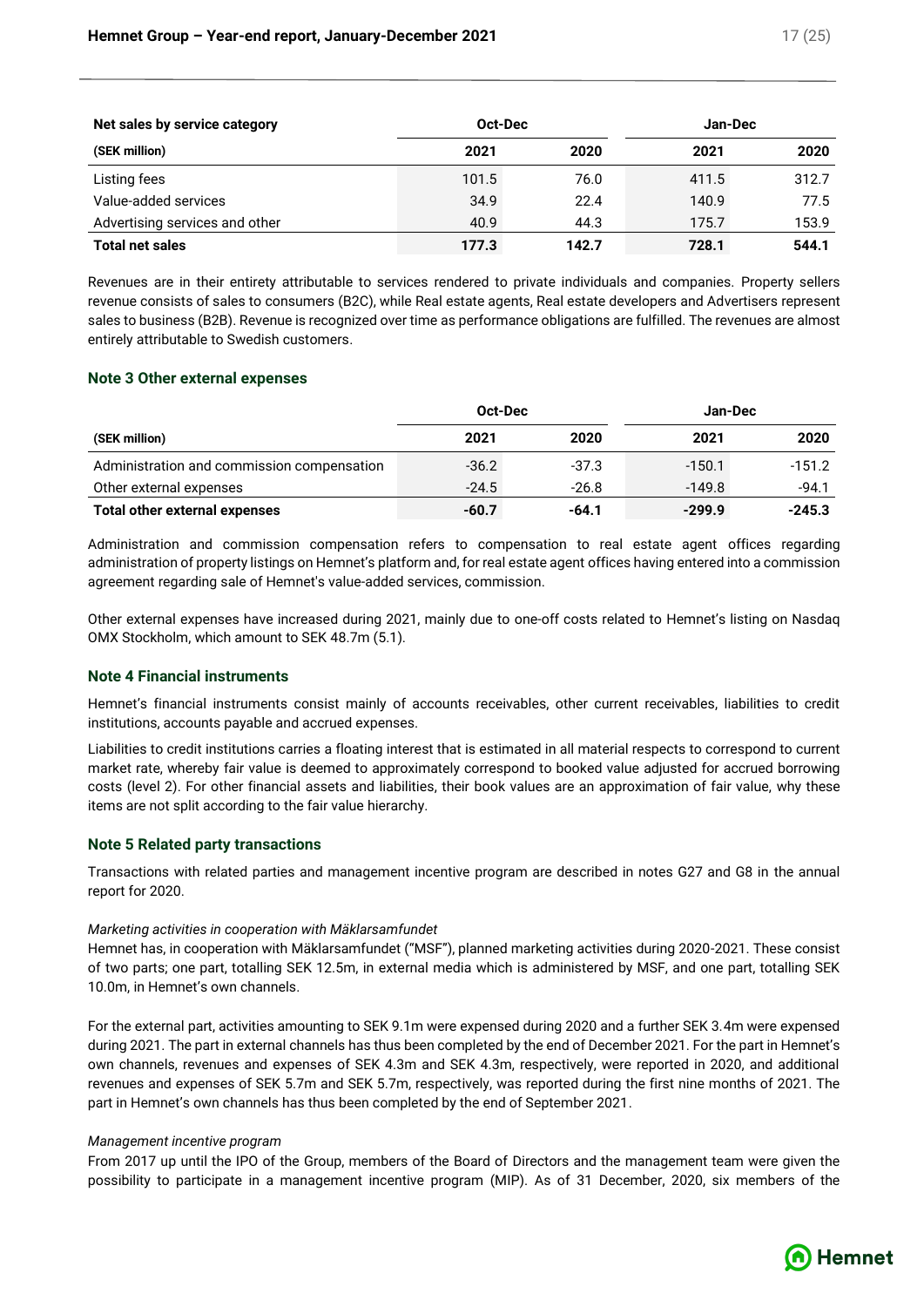| Net sales by service category | Oct-Dec | | Jan-Dec | |
|---|---|---|---|---|
| (SEK million) | 2021 | 2020 | 2021 | 2020 |
| Listing fees | 101.5 | 76.0 | 411.5 | 312.7 |
| Value-added services | 34.9 | 22.4 | 140.9 | 77.5 |
| Advertising services and other | 40.9 | 44.3 | 175.7 | 153.9 |
| **Total net sales** | **177.3** | **142.7** | **728.1** | **544.1** |

Revenues are in their entirety attributable to services rendered to private individuals and companies. Property sellers revenue consists of sales to consumers (B2C), while Real estate agents, Real estate developers and Advertisers represent sales to business (B2B). Revenue is recognized over time as performance obligations are fulfilled. The revenues are almost entirely attributable to Swedish customers.

### Note 3 Other external expenses

| | Oct-Dec | | Jan-Dec | |
|---|---|---|---|---|
| (SEK million) | 2021 | 2020 | 2021 | 2020 |
| Administration and commission compensation | -36.2 | -37.3 | -150.1 | -151.2 |
| Other external expenses | -24.5 | -26.8 | -149.8 | -94.1 |
| **Total other external expenses** | **-60.7** | **-64.1** | **-299.9** | **-245.3** |

Administration and commission compensation refers to compensation to real estate agent offices regarding administration of property listings on Hemnet's platform and, for real estate agent offices having entered into a commission agreement regarding sale of Hemnet's value-added services, commission.

Other external expenses have increased during 2021, mainly due to one-off costs related to Hemnet's listing on Nasdaq OMX Stockholm, which amount to SEK 48.7m (5.1).

### Note 4 Financial instruments

Hemnet's financial instruments consist mainly of accounts receivables, other current receivables, liabilities to credit institutions, accounts payable and accrued expenses.

Liabilities to credit institutions carries a floating interest that is estimated in all material respects to correspond to current market rate, whereby fair value is deemed to approximately correspond to booked value adjusted for accrued borrowing costs (level 2). For other financial assets and liabilities, their book values are an approximation of fair value, why these items are not split according to the fair value hierarchy.

### Note 5 Related party transactions

Transactions with related parties and management incentive program are described in notes G27 and G8 in the annual report for 2020.

*Marketing activities in cooperation with Mäklarsamfundet*

Hemnet has, in cooperation with Mäklarsamfundet ("MSF"), planned marketing activities during 2020-2021. These consist of two parts; one part, totalling SEK 12.5m, in external media which is administered by MSF, and one part, totalling SEK 10.0m, in Hemnet's own channels.

For the external part, activities amounting to SEK 9.1m were expensed during 2020 and a further SEK 3.4m were expensed during 2021. The part in external channels has thus been completed by the end of December 2021. For the part in Hemnet's own channels, revenues and expenses of SEK 4.3m and SEK 4.3m, respectively, were reported in 2020, and additional revenues and expenses of SEK 5.7m and SEK 5.7m, respectively, was reported during the first nine months of 2021. The part in Hemnet's own channels has thus been completed by the end of September 2021.

*Management incentive program*

From 2017 up until the IPO of the Group, members of the Board of Directors and the management team were given the possibility to participate in a management incentive program (MIP). As of 31 December, 2020, six members of the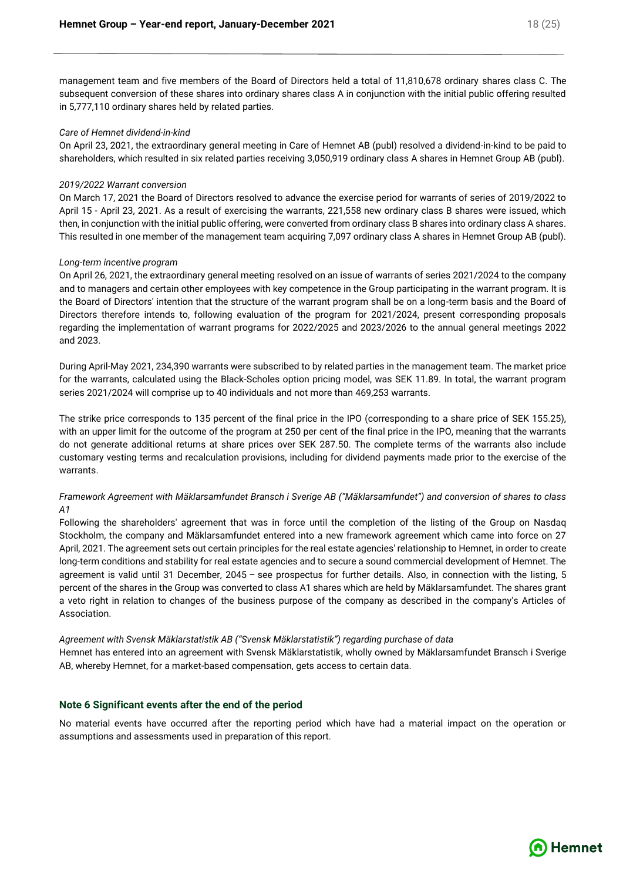management team and five members of the Board of Directors held a total of 11,810,678 ordinary shares class C. The subsequent conversion of these shares into ordinary shares class A in conjunction with the initial public offering resulted in 5,777,110 ordinary shares held by related parties.

*Care of Hemnet dividend-in-kind*

On April 23, 2021, the extraordinary general meeting in Care of Hemnet AB (publ) resolved a dividend-in-kind to be paid to shareholders, which resulted in six related parties receiving 3,050,919 ordinary class A shares in Hemnet Group AB (publ).

*2019/2022 Warrant conversion*

On March 17, 2021 the Board of Directors resolved to advance the exercise period for warrants of series of 2019/2022 to April 15 - April 23, 2021. As a result of exercising the warrants, 221,558 new ordinary class B shares were issued, which then, in conjunction with the initial public offering, were converted from ordinary class B shares into ordinary class A shares. This resulted in one member of the management team acquiring 7,097 ordinary class A shares in Hemnet Group AB (publ).

*Long-term incentive program*

On April 26, 2021, the extraordinary general meeting resolved on an issue of warrants of series 2021/2024 to the company and to managers and certain other employees with key competence in the Group participating in the warrant program. It is the Board of Directors' intention that the structure of the warrant program shall be on a long-term basis and the Board of Directors therefore intends to, following evaluation of the program for 2021/2024, present corresponding proposals regarding the implementation of warrant programs for 2022/2025 and 2023/2026 to the annual general meetings 2022 and 2023.

During April-May 2021, 234,390 warrants were subscribed to by related parties in the management team. The market price for the warrants, calculated using the Black-Scholes option pricing model, was SEK 11.89. In total, the warrant program series 2021/2024 will comprise up to 40 individuals and not more than 469,253 warrants.

The strike price corresponds to 135 percent of the final price in the IPO (corresponding to a share price of SEK 155.25), with an upper limit for the outcome of the program at 250 per cent of the final price in the IPO, meaning that the warrants do not generate additional returns at share prices over SEK 287.50. The complete terms of the warrants also include customary vesting terms and recalculation provisions, including for dividend payments made prior to the exercise of the warrants.

*Framework Agreement with Mäklarsamfundet Bransch i Sverige AB ("Mäklarsamfundet") and conversion of shares to class A1*

Following the shareholders' agreement that was in force until the completion of the listing of the Group on Nasdaq Stockholm, the company and Mäklarsamfundet entered into a new framework agreement which came into force on 27 April, 2021. The agreement sets out certain principles for the real estate agencies' relationship to Hemnet, in order to create long-term conditions and stability for real estate agencies and to secure a sound commercial development of Hemnet. The agreement is valid until 31 December, 2045 – see prospectus for further details. Also, in connection with the listing, 5 percent of the shares in the Group was converted to class A1 shares which are held by Mäklarsamfundet. The shares grant a veto right in relation to changes of the business purpose of the company as described in the company's Articles of Association.

*Agreement with Svensk Mäklarstatistik AB ("Svensk Mäklarstatistik") regarding purchase of data*

Hemnet has entered into an agreement with Svensk Mäklarstatistik, wholly owned by Mäklarsamfundet Bransch i Sverige AB, whereby Hemnet, for a market-based compensation, gets access to certain data.

## Note 6 Significant events after the end of the period

No material events have occurred after the reporting period which have had a material impact on the operation or assumptions and assessments used in preparation of this report.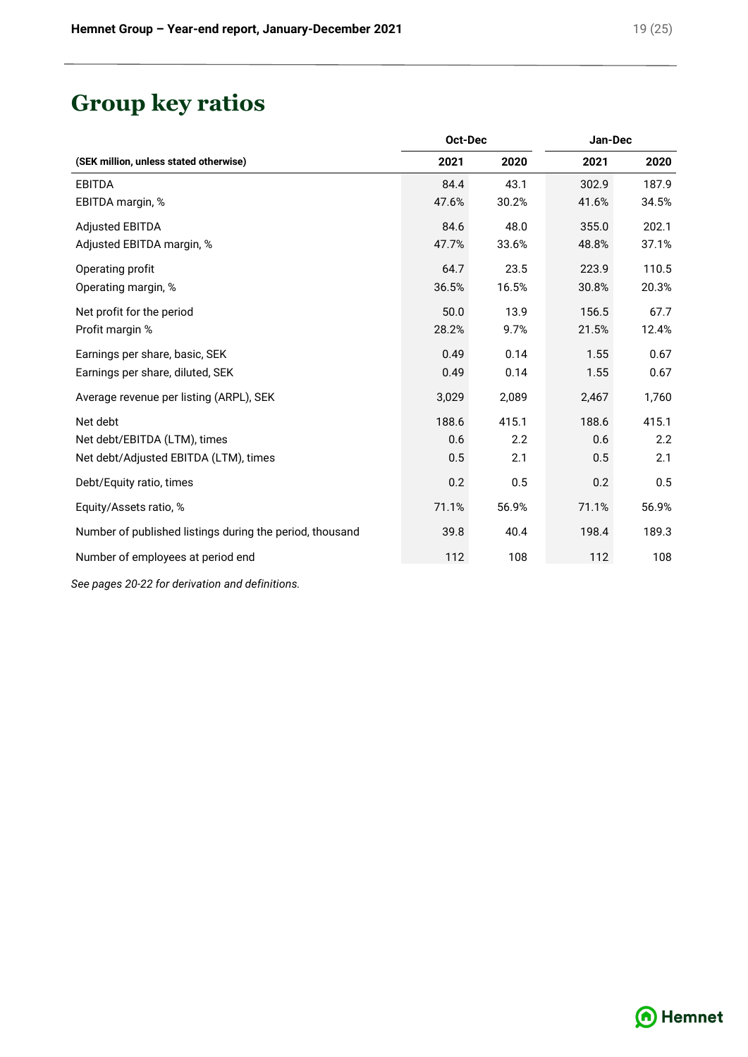# Group key ratios

| (SEK million, unless stated otherwise) | Oct-Dec 2021 | Oct-Dec 2020 | Jan-Dec 2021 | Jan-Dec 2020 |
|---|---|---|---|---|
| EBITDA | 84.4 | 43.1 | 302.9 | 187.9 |
| EBITDA margin, % | 47.6% | 30.2% | 41.6% | 34.5% |
| Adjusted EBITDA | 84.6 | 48.0 | 355.0 | 202.1 |
| Adjusted EBITDA margin, % | 47.7% | 33.6% | 48.8% | 37.1% |
| Operating profit | 64.7 | 23.5 | 223.9 | 110.5 |
| Operating margin, % | 36.5% | 16.5% | 30.8% | 20.3% |
| Net profit for the period | 50.0 | 13.9 | 156.5 | 67.7 |
| Profit margin % | 28.2% | 9.7% | 21.5% | 12.4% |
| Earnings per share, basic, SEK | 0.49 | 0.14 | 1.55 | 0.67 |
| Earnings per share, diluted, SEK | 0.49 | 0.14 | 1.55 | 0.67 |
| Average revenue per listing (ARPL), SEK | 3,029 | 2,089 | 2,467 | 1,760 |
| Net debt | 188.6 | 415.1 | 188.6 | 415.1 |
| Net debt/EBITDA (LTM), times | 0.6 | 2.2 | 0.6 | 2.2 |
| Net debt/Adjusted EBITDA (LTM), times | 0.5 | 2.1 | 0.5 | 2.1 |
| Debt/Equity ratio, times | 0.2 | 0.5 | 0.2 | 0.5 |
| Equity/Assets ratio, % | 71.1% | 56.9% | 71.1% | 56.9% |
| Number of published listings during the period, thousand | 39.8 | 40.4 | 198.4 | 189.3 |
| Number of employees at period end | 112 | 108 | 112 | 108 |

*See pages 20-22 for derivation and definitions.*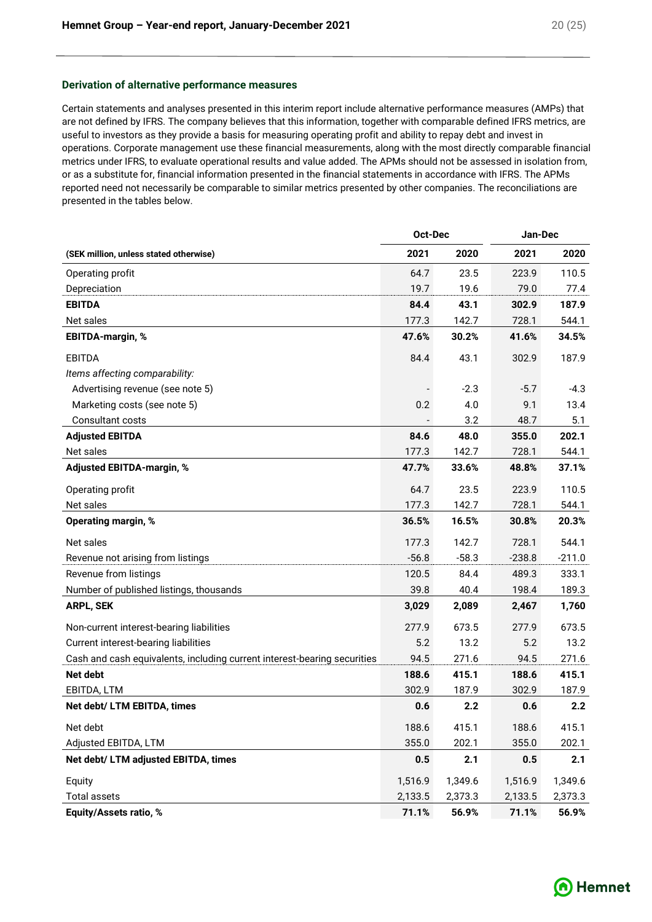### Derivation of alternative performance measures

Certain statements and analyses presented in this interim report include alternative performance measures (AMPs) that are not defined by IFRS. The company believes that this information, together with comparable defined IFRS metrics, are useful to investors as they provide a basis for measuring operating profit and ability to repay debt and invest in operations. Corporate management use these financial measurements, along with the most directly comparable financial metrics under IFRS, to evaluate operational results and value added. The APMs should not be assessed in isolation from, or as a substitute for, financial information presented in the financial statements in accordance with IFRS. The APMs reported need not necessarily be comparable to similar metrics presented by other companies. The reconciliations are presented in the tables below.

| | Oct-Dec | | Jan-Dec | |
|---|---|---|---|---|
| **(SEK million, unless stated otherwise)** | **2021** | **2020** | **2021** | **2020** |
| Operating profit | 64.7 | 23.5 | 223.9 | 110.5 |
| Depreciation | 19.7 | 19.6 | 79.0 | 77.4 |
| **EBITDA** | **84.4** | **43.1** | **302.9** | **187.9** |
| Net sales | 177.3 | 142.7 | 728.1 | 544.1 |
| **EBITDA-margin, %** | **47.6%** | **30.2%** | **41.6%** | **34.5%** |
| EBITDA | 84.4 | 43.1 | 302.9 | 187.9 |
| *Items affecting comparability:* | | | | |
| Advertising revenue (see note 5) | - | -2.3 | -5.7 | -4.3 |
| Marketing costs (see note 5) | 0.2 | 4.0 | 9.1 | 13.4 |
| Consultant costs | - | 3.2 | 48.7 | 5.1 |
| **Adjusted EBITDA** | **84.6** | **48.0** | **355.0** | **202.1** |
| Net sales | 177.3 | 142.7 | 728.1 | 544.1 |
| **Adjusted EBITDA-margin, %** | **47.7%** | **33.6%** | **48.8%** | **37.1%** |
| Operating profit | 64.7 | 23.5 | 223.9 | 110.5 |
| Net sales | 177.3 | 142.7 | 728.1 | 544.1 |
| **Operating margin, %** | **36.5%** | **16.5%** | **30.8%** | **20.3%** |
| Net sales | 177.3 | 142.7 | 728.1 | 544.1 |
| Revenue not arising from listings | -56.8 | -58.3 | -238.8 | -211.0 |
| Revenue from listings | 120.5 | 84.4 | 489.3 | 333.1 |
| Number of published listings, thousands | 39.8 | 40.4 | 198.4 | 189.3 |
| **ARPL, SEK** | **3,029** | **2,089** | **2,467** | **1,760** |
| Non-current interest-bearing liabilities | 277.9 | 673.5 | 277.9 | 673.5 |
| Current interest-bearing liabilities | 5.2 | 13.2 | 5.2 | 13.2 |
| Cash and cash equivalents, including current interest-bearing securities | 94.5 | 271.6 | 94.5 | 271.6 |
| **Net debt** | **188.6** | **415.1** | **188.6** | **415.1** |
| EBITDA, LTM | 302.9 | 187.9 | 302.9 | 187.9 |
| **Net debt/ LTM EBITDA, times** | **0.6** | **2.2** | **0.6** | **2.2** |
| Net debt | 188.6 | 415.1 | 188.6 | 415.1 |
| Adjusted EBITDA, LTM | 355.0 | 202.1 | 355.0 | 202.1 |
| **Net debt/ LTM adjusted EBITDA, times** | **0.5** | **2.1** | **0.5** | **2.1** |
| Equity | 1,516.9 | 1,349.6 | 1,516.9 | 1,349.6 |
| Total assets | 2,133.5 | 2,373.3 | 2,133.5 | 2,373.3 |
| **Equity/Assets ratio, %** | **71.1%** | **56.9%** | **71.1%** | **56.9%** |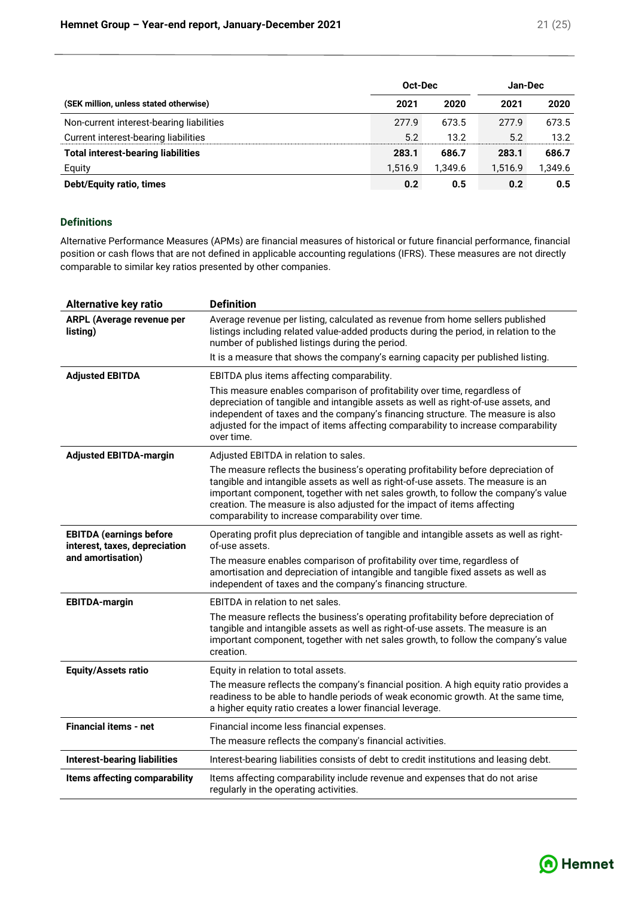| (SEK million, unless stated otherwise) | Oct-Dec 2021 | Oct-Dec 2020 | Jan-Dec 2021 | Jan-Dec 2020 |
|---|---|---|---|---|
| Non-current interest-bearing liabilities | 277.9 | 673.5 | 277.9 | 673.5 |
| Current interest-bearing liabilities | 5.2 | 13.2 | 5.2 | 13.2 |
| **Total interest-bearing liabilities** | **283.1** | **686.7** | **283.1** | **686.7** |
| Equity | 1,516.9 | 1,349.6 | 1,516.9 | 1,349.6 |
| **Debt/Equity ratio, times** | **0.2** | **0.5** | **0.2** | **0.5** |

### Definitions

Alternative Performance Measures (APMs) are financial measures of historical or future financial performance, financial position or cash flows that are not defined in applicable accounting regulations (IFRS). These measures are not directly comparable to similar key ratios presented by other companies.

| Alternative key ratio | Definition |
|---|---|
| **ARPL (Average revenue per listing)** | Average revenue per listing, calculated as revenue from home sellers published listings including related value-added products during the period, in relation to the number of published listings during the period.<br>It is a measure that shows the company's earning capacity per published listing. |
| **Adjusted EBITDA** | EBITDA plus items affecting comparability.<br>This measure enables comparison of profitability over time, regardless of depreciation of tangible and intangible assets as well as right-of-use assets, and independent of taxes and the company's financing structure. The measure is also adjusted for the impact of items affecting comparability to increase comparability over time. |
| **Adjusted EBITDA-margin** | Adjusted EBITDA in relation to sales.<br>The measure reflects the business's operating profitability before depreciation of tangible and intangible assets as well as right-of-use assets. The measure is an important component, together with net sales growth, to follow the company's value creation. The measure is also adjusted for the impact of items affecting comparability to increase comparability over time. |
| **EBITDA (earnings before interest, taxes, depreciation and amortisation)** | Operating profit plus depreciation of tangible and intangible assets as well as right-of-use assets.<br>The measure enables comparison of profitability over time, regardless of amortisation and depreciation of intangible and tangible fixed assets as well as independent of taxes and the company's financing structure. |
| **EBITDA-margin** | EBITDA in relation to net sales.<br>The measure reflects the business's operating profitability before depreciation of tangible and intangible assets as well as right-of-use assets. The measure is an important component, together with net sales growth, to follow the company's value creation. |
| **Equity/Assets ratio** | Equity in relation to total assets.<br>The measure reflects the company's financial position. A high equity ratio provides a readiness to be able to handle periods of weak economic growth. At the same time, a higher equity ratio creates a lower financial leverage. |
| **Financial items - net** | Financial income less financial expenses.<br>The measure reflects the company's financial activities. |
| **Interest-bearing liabilities** | Interest-bearing liabilities consists of debt to credit institutions and leasing debt. |
| **Items affecting comparability** | Items affecting comparability include revenue and expenses that do not arise regularly in the operating activities. |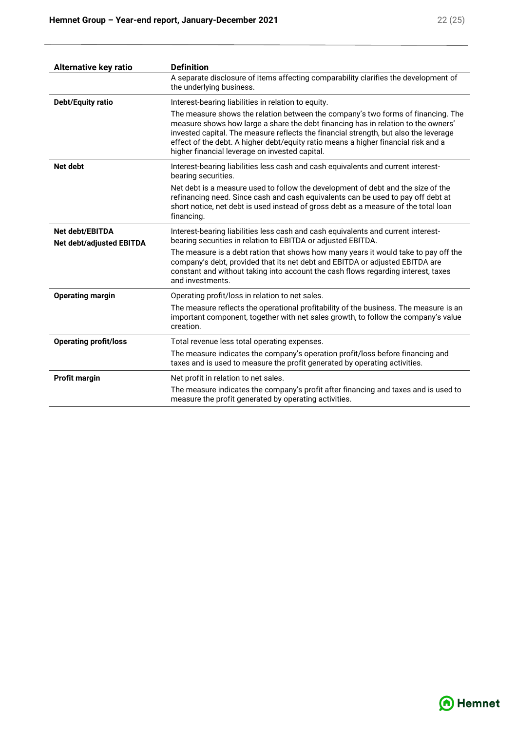| Alternative key ratio | Definition |
| --- | --- |
| | A separate disclosure of items affecting comparability clarifies the development of the underlying business. |
| **Debt/Equity ratio** | Interest-bearing liabilities in relation to equity.<br><br>The measure shows the relation between the company's two forms of financing. The measure shows how large a share the debt financing has in relation to the owners' invested capital. The measure reflects the financial strength, but also the leverage effect of the debt. A higher debt/equity ratio means a higher financial risk and a higher financial leverage on invested capital. |
| **Net debt** | Interest-bearing liabilities less cash and cash equivalents and current interest-bearing securities.<br><br>Net debt is a measure used to follow the development of debt and the size of the refinancing need. Since cash and cash equivalents can be used to pay off debt at short notice, net debt is used instead of gross debt as a measure of the total loan financing. |
| **Net debt/EBITDA**<br>**Net debt/adjusted EBITDA** | Interest-bearing liabilities less cash and cash equivalents and current interest-bearing securities in relation to EBITDA or adjusted EBITDA.<br><br>The measure is a debt ration that shows how many years it would take to pay off the company's debt, provided that its net debt and EBITDA or adjusted EBITDA are constant and without taking into account the cash flows regarding interest, taxes and investments. |
| **Operating margin** | Operating profit/loss in relation to net sales.<br><br>The measure reflects the operational profitability of the business. The measure is an important component, together with net sales growth, to follow the company's value creation. |
| **Operating profit/loss** | Total revenue less total operating expenses.<br><br>The measure indicates the company's operation profit/loss before financing and taxes and is used to measure the profit generated by operating activities. |
| **Profit margin** | Net profit in relation to net sales.<br><br>The measure indicates the company's profit after financing and taxes and is used to measure the profit generated by operating activities. |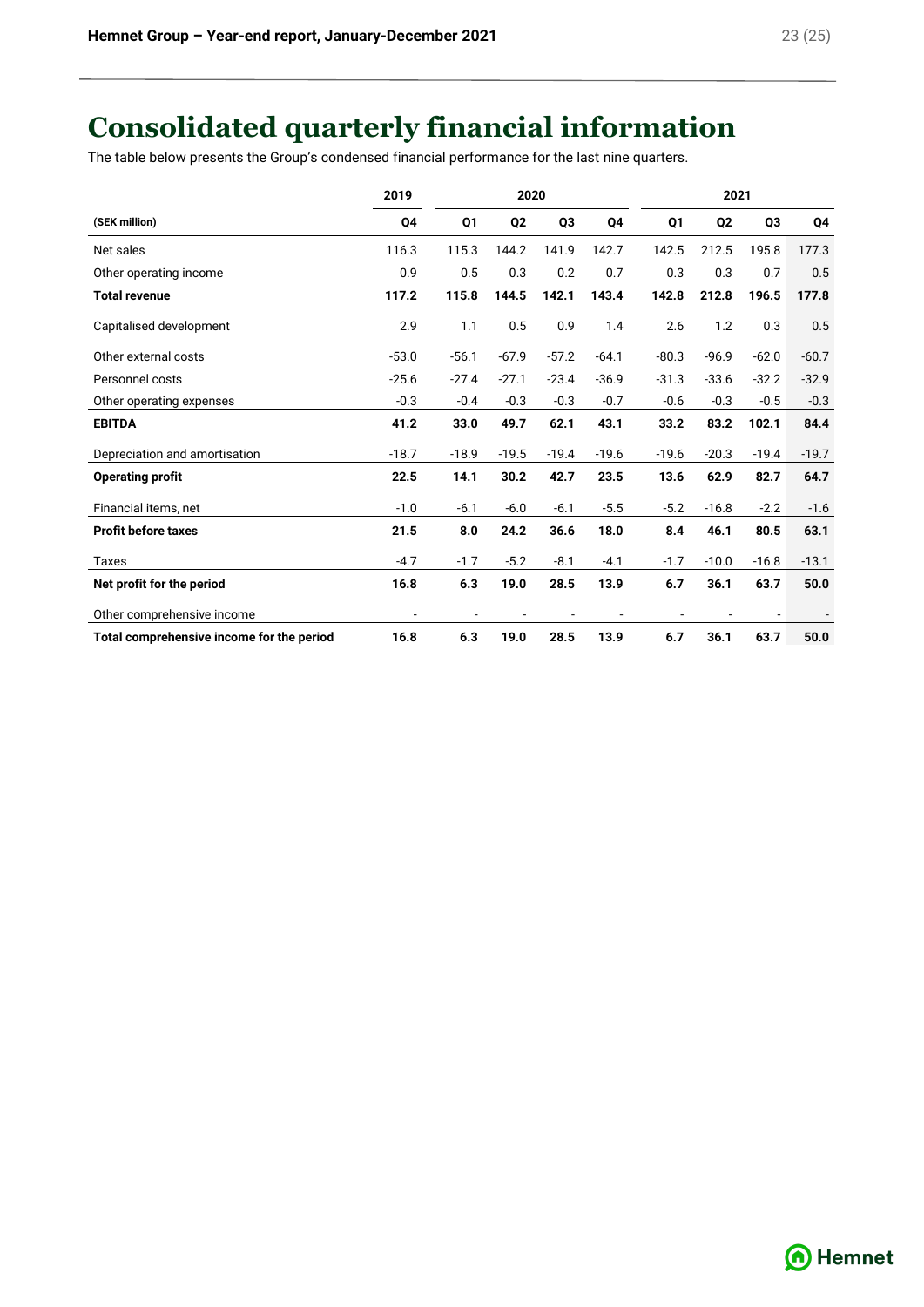# Consolidated quarterly financial information

The table below presents the Group's condensed financial performance for the last nine quarters.

| | 2019 | 2020 | | | | 2021 | | | |
|---|---|---|---|---|---|---|---|---|---|
| **(SEK million)** | **Q4** | **Q1** | **Q2** | **Q3** | **Q4** | **Q1** | **Q2** | **Q3** | **Q4** |
| Net sales | 116.3 | 115.3 | 144.2 | 141.9 | 142.7 | 142.5 | 212.5 | 195.8 | 177.3 |
| Other operating income | 0.9 | 0.5 | 0.3 | 0.2 | 0.7 | 0.3 | 0.3 | 0.7 | 0.5 |
| **Total revenue** | **117.2** | **115.8** | **144.5** | **142.1** | **143.4** | **142.8** | **212.8** | **196.5** | **177.8** |
| Capitalised development | 2.9 | 1.1 | 0.5 | 0.9 | 1.4 | 2.6 | 1.2 | 0.3 | 0.5 |
| Other external costs | -53.0 | -56.1 | -67.9 | -57.2 | -64.1 | -80.3 | -96.9 | -62.0 | -60.7 |
| Personnel costs | -25.6 | -27.4 | -27.1 | -23.4 | -36.9 | -31.3 | -33.6 | -32.2 | -32.9 |
| Other operating expenses | -0.3 | -0.4 | -0.3 | -0.3 | -0.7 | -0.6 | -0.3 | -0.5 | -0.3 |
| **EBITDA** | **41.2** | **33.0** | **49.7** | **62.1** | **43.1** | **33.2** | **83.2** | **102.1** | **84.4** |
| Depreciation and amortisation | -18.7 | -18.9 | -19.5 | -19.4 | -19.6 | -19.6 | -20.3 | -19.4 | -19.7 |
| **Operating profit** | **22.5** | **14.1** | **30.2** | **42.7** | **23.5** | **13.6** | **62.9** | **82.7** | **64.7** |
| Financial items, net | -1.0 | -6.1 | -6.0 | -6.1 | -5.5 | -5.2 | -16.8 | -2.2 | -1.6 |
| **Profit before taxes** | **21.5** | **8.0** | **24.2** | **36.6** | **18.0** | **8.4** | **46.1** | **80.5** | **63.1** |
| Taxes | -4.7 | -1.7 | -5.2 | -8.1 | -4.1 | -1.7 | -10.0 | -16.8 | -13.1 |
| **Net profit for the period** | **16.8** | **6.3** | **19.0** | **28.5** | **13.9** | **6.7** | **36.1** | **63.7** | **50.0** |
| Other comprehensive income | - | - | - | - | - | - | - | - | - |
| **Total comprehensive income for the period** | **16.8** | **6.3** | **19.0** | **28.5** | **13.9** | **6.7** | **36.1** | **63.7** | **50.0** |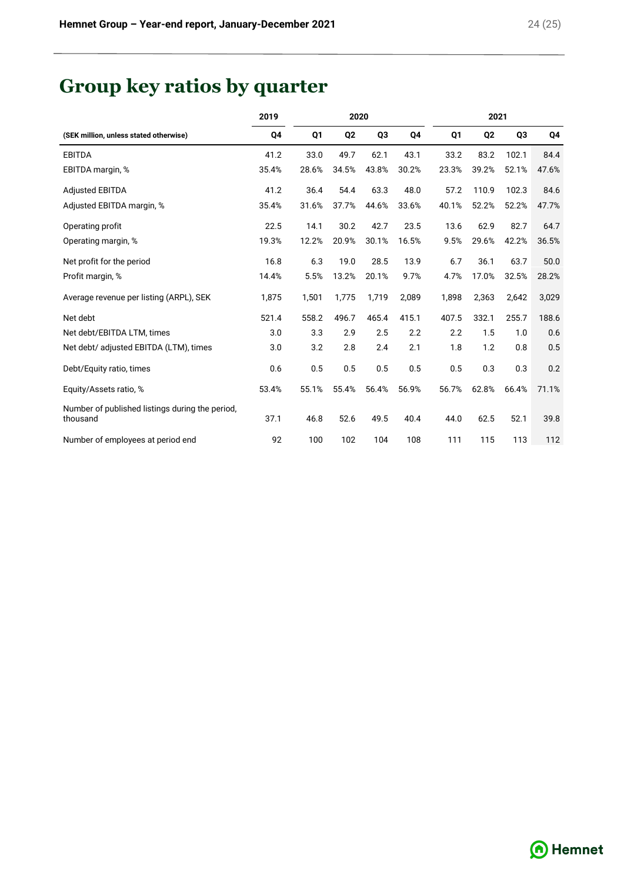# Group key ratios by quarter

| | 2019 | 2020 | | | | 2021 | | | |
|---|---|---|---|---|---|---|---|---|---|
| (SEK million, unless stated otherwise) | Q4 | Q1 | Q2 | Q3 | Q4 | Q1 | Q2 | Q3 | Q4 |
| EBITDA | 41.2 | 33.0 | 49.7 | 62.1 | 43.1 | 33.2 | 83.2 | 102.1 | 84.4 |
| EBITDA margin, % | 35.4% | 28.6% | 34.5% | 43.8% | 30.2% | 23.3% | 39.2% | 52.1% | 47.6% |
| Adjusted EBITDA | 41.2 | 36.4 | 54.4 | 63.3 | 48.0 | 57.2 | 110.9 | 102.3 | 84.6 |
| Adjusted EBITDA margin, % | 35.4% | 31.6% | 37.7% | 44.6% | 33.6% | 40.1% | 52.2% | 52.2% | 47.7% |
| Operating profit | 22.5 | 14.1 | 30.2 | 42.7 | 23.5 | 13.6 | 62.9 | 82.7 | 64.7 |
| Operating margin, % | 19.3% | 12.2% | 20.9% | 30.1% | 16.5% | 9.5% | 29.6% | 42.2% | 36.5% |
| Net profit for the period | 16.8 | 6.3 | 19.0 | 28.5 | 13.9 | 6.7 | 36.1 | 63.7 | 50.0 |
| Profit margin, % | 14.4% | 5.5% | 13.2% | 20.1% | 9.7% | 4.7% | 17.0% | 32.5% | 28.2% |
| Average revenue per listing (ARPL), SEK | 1,875 | 1,501 | 1,775 | 1,719 | 2,089 | 1,898 | 2,363 | 2,642 | 3,029 |
| Net debt | 521.4 | 558.2 | 496.7 | 465.4 | 415.1 | 407.5 | 332.1 | 255.7 | 188.6 |
| Net debt/EBITDA LTM, times | 3.0 | 3.3 | 2.9 | 2.5 | 2.2 | 2.2 | 1.5 | 1.0 | 0.6 |
| Net debt/ adjusted EBITDA (LTM), times | 3.0 | 3.2 | 2.8 | 2.4 | 2.1 | 1.8 | 1.2 | 0.8 | 0.5 |
| Debt/Equity ratio, times | 0.6 | 0.5 | 0.5 | 0.5 | 0.5 | 0.5 | 0.3 | 0.3 | 0.2 |
| Equity/Assets ratio, % | 53.4% | 55.1% | 55.4% | 56.4% | 56.9% | 56.7% | 62.8% | 66.4% | 71.1% |
| Number of published listings during the period, thousand | 37.1 | 46.8 | 52.6 | 49.5 | 40.4 | 44.0 | 62.5 | 52.1 | 39.8 |
| Number of employees at period end | 92 | 100 | 102 | 104 | 108 | 111 | 115 | 113 | 112 |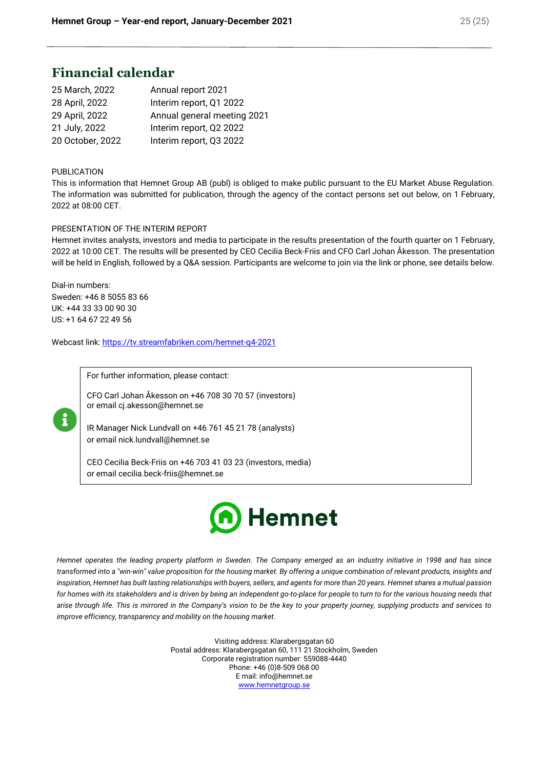# Financial calendar

| | |
|---|---|
| 25 March, 2022 | Annual report 2021 |
| 28 April, 2022 | Interim report, Q1 2022 |
| 29 April, 2022 | Annual general meeting 2021 |
| 21 July, 2022 | Interim report, Q2 2022 |
| 20 October, 2022 | Interim report, Q3 2022 |

PUBLICATION

This is information that Hemnet Group AB (publ) is obliged to make public pursuant to the EU Market Abuse Regulation. The information was submitted for publication, through the agency of the contact persons set out below, on 1 February, 2022 at 08:00 CET.

PRESENTATION OF THE INTERIM REPORT

Hemnet invites analysts, investors and media to participate in the results presentation of the fourth quarter on 1 February, 2022 at 10:00 CET. The results will be presented by CEO Cecilia Beck-Friis and CFO Carl Johan Åkesson. The presentation will be held in English, followed by a Q&A session. Participants are welcome to join via the link or phone, see details below.

Dial-in numbers:
Sweden: +46 8 5055 83 66
UK: +44 33 33 00 90 30
US: +1 64 67 22 49 56

Webcast link: [https://tv.streamfabriken.com/hemnet-q4-2021](https://tv.streamfabriken.com/hemnet-q4-2021)

For further information, please contact:

CFO Carl Johan Åkesson on +46 708 30 70 57 (investors)
or email cj.akesson@hemnet.se

IR Manager Nick Lundvall on +46 761 45 21 78 (analysts)
or email nick.lundvall@hemnet.se

CEO Cecilia Beck-Friis on +46 703 41 03 23 (investors, media)
or email cecilia.beck-friis@hemnet.se

Hemnet

*Hemnet operates the leading property platform in Sweden. The Company emerged as an industry initiative in 1998 and has since transformed into a "win-win" value proposition for the housing market. By offering a unique combination of relevant products, insights and inspiration, Hemnet has built lasting relationships with buyers, sellers, and agents for more than 20 years. Hemnet shares a mutual passion for homes with its stakeholders and is driven by being an independent go-to-place for people to turn to for the various housing needs that arise through life. This is mirrored in the Company's vision to be the key to your property journey, supplying products and services to improve efficiency, transparency and mobility on the housing market.*

Visiting address: Klarabergsgatan 60
Postal address: Klarabergsgatan 60, 111 21 Stockholm, Sweden
Corporate registration number: 559088-4440
Phone: +46 (0)8-509 068 00
E mail: info@hemnet.se
[www.hemnetgroup.se](www.hemnetgroup.se)